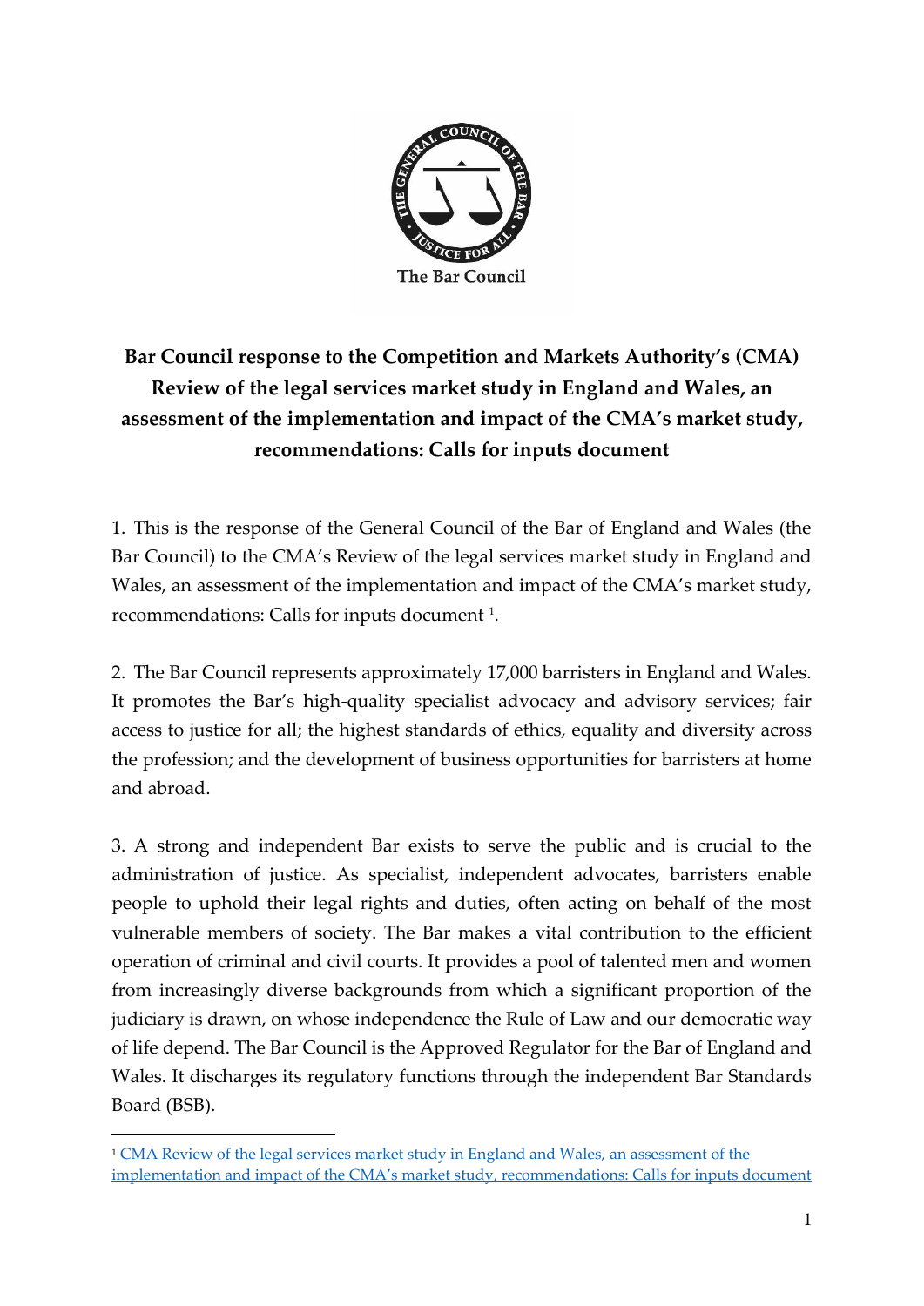The Bar Council

**Bar Council response to the Competition and Markets Authority's (CMA) Review of the legal services market study in England and Wales, an assessment of the implementation and impact of the CMA's market study, recommendations: Calls for inputs document**

1. This is the response of the General Council of the Bar of England and Wales (the Bar Council) to the CMA's Review of the legal services market study in England and Wales, an assessment of the implementation and impact of the CMA's market study, recommendations: Calls for inputs document [1].

2. The Bar Council represents approximately 17,000 barristers in England and Wales. It promotes the Bar's high-quality specialist advocacy and advisory services; fair access to justice for all; the highest standards of ethics, equality and diversity across the profession; and the development of business opportunities for barristers at home and abroad.

3. A strong and independent Bar exists to serve the public and is crucial to the administration of justice. As specialist, independent advocates, barristers enable people to uphold their legal rights and duties, often acting on behalf of the most vulnerable members of society. The Bar makes a vital contribution to the efficient operation of criminal and civil courts. It provides a pool of talented men and women from increasingly diverse backgrounds from which a significant proportion of the judiciary is drawn, on whose independence the Rule of Law and our democratic way of life depend. The Bar Council is the Approved Regulator for the Bar of England and Wales. It discharges its regulatory functions through the independent Bar Standards Board (BSB).

---

[1] CMA Review of the legal services market study in England and Wales, an assessment of the implementation and impact of the CMA's market study, recommendations: Calls for inputs document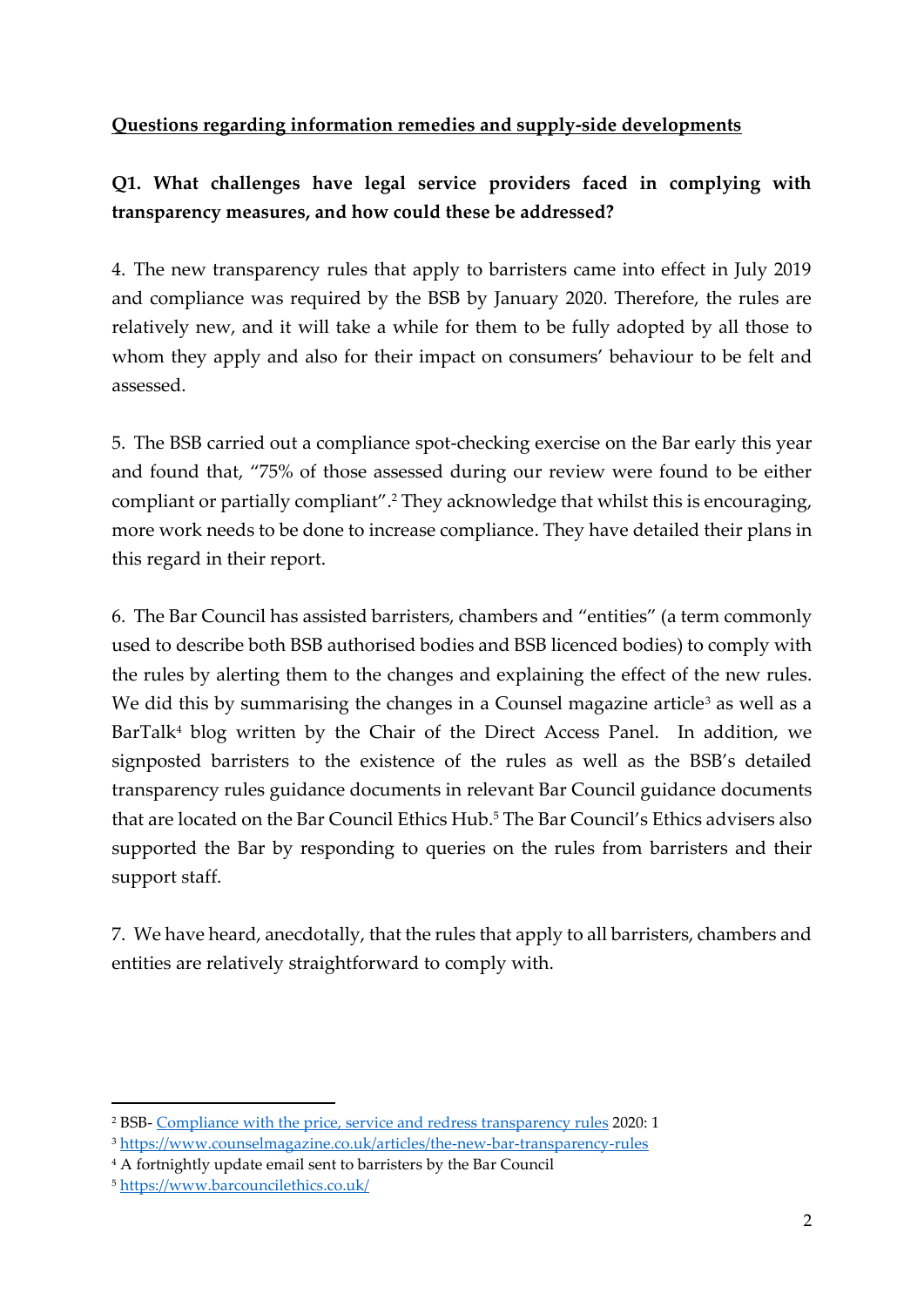**Questions regarding information remedies and supply-side developments**

**Q1. What challenges have legal service providers faced in complying with transparency measures, and how could these be addressed?**

4. The new transparency rules that apply to barristers came into effect in July 2019 and compliance was required by the BSB by January 2020. Therefore, the rules are relatively new, and it will take a while for them to be fully adopted by all those to whom they apply and also for their impact on consumers' behaviour to be felt and assessed.

5. The BSB carried out a compliance spot-checking exercise on the Bar early this year and found that, "75% of those assessed during our review were found to be either compliant or partially compliant".[2] They acknowledge that whilst this is encouraging, more work needs to be done to increase compliance. They have detailed their plans in this regard in their report.

6. The Bar Council has assisted barristers, chambers and "entities" (a term commonly used to describe both BSB authorised bodies and BSB licenced bodies) to comply with the rules by alerting them to the changes and explaining the effect of the new rules. We did this by summarising the changes in a Counsel magazine article[3] as well as a BarTalk[4] blog written by the Chair of the Direct Access Panel. In addition, we signposted barristers to the existence of the rules as well as the BSB's detailed transparency rules guidance documents in relevant Bar Council guidance documents that are located on the Bar Council Ethics Hub.[5] The Bar Council's Ethics advisers also supported the Bar by responding to queries on the rules from barristers and their support staff.

7. We have heard, anecdotally, that the rules that apply to all barristers, chambers and entities are relatively straightforward to comply with.

---

[2] BSB- Compliance with the price, service and redress transparency rules 2020: 1

[3] https://www.counselmagazine.co.uk/articles/the-new-bar-transparency-rules

[4] A fortnightly update email sent to barristers by the Bar Council

[5] https://www.barcouncilethics.co.uk/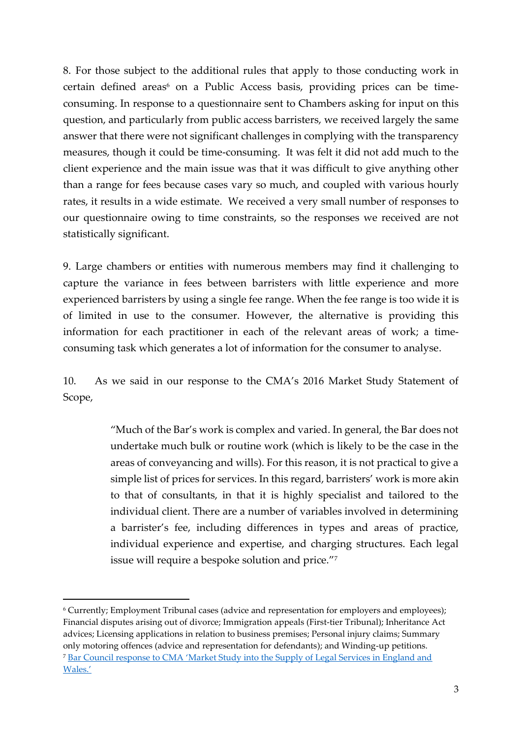8. For those subject to the additional rules that apply to those conducting work in certain defined areas[6] on a Public Access basis, providing prices can be time-consuming. In response to a questionnaire sent to Chambers asking for input on this question, and particularly from public access barristers, we received largely the same answer that there were not significant challenges in complying with the transparency measures, though it could be time-consuming. It was felt it did not add much to the client experience and the main issue was that it was difficult to give anything other than a range for fees because cases vary so much, and coupled with various hourly rates, it results in a wide estimate. We received a very small number of responses to our questionnaire owing to time constraints, so the responses we received are not statistically significant.

9. Large chambers or entities with numerous members may find it challenging to capture the variance in fees between barristers with little experience and more experienced barristers by using a single fee range. When the fee range is too wide it is of limited in use to the consumer. However, the alternative is providing this information for each practitioner in each of the relevant areas of work; a time-consuming task which generates a lot of information for the consumer to analyse.

10. As we said in our response to the CMA's 2016 Market Study Statement of Scope,

> "Much of the Bar's work is complex and varied. In general, the Bar does not undertake much bulk or routine work (which is likely to be the case in the areas of conveyancing and wills). For this reason, it is not practical to give a simple list of prices for services. In this regard, barristers' work is more akin to that of consultants, in that it is highly specialist and tailored to the individual client. There are a number of variables involved in determining a barrister's fee, including differences in types and areas of practice, individual experience and expertise, and charging structures. Each legal issue will require a bespoke solution and price."[7]

---

[6] Currently; Employment Tribunal cases (advice and representation for employers and employees); Financial disputes arising out of divorce; Immigration appeals (First-tier Tribunal); Inheritance Act advices; Licensing applications in relation to business premises; Personal injury claims; Summary only motoring offences (advice and representation for defendants); and Winding-up petitions.

[7] Bar Council response to CMA 'Market Study into the Supply of Legal Services in England and Wales.'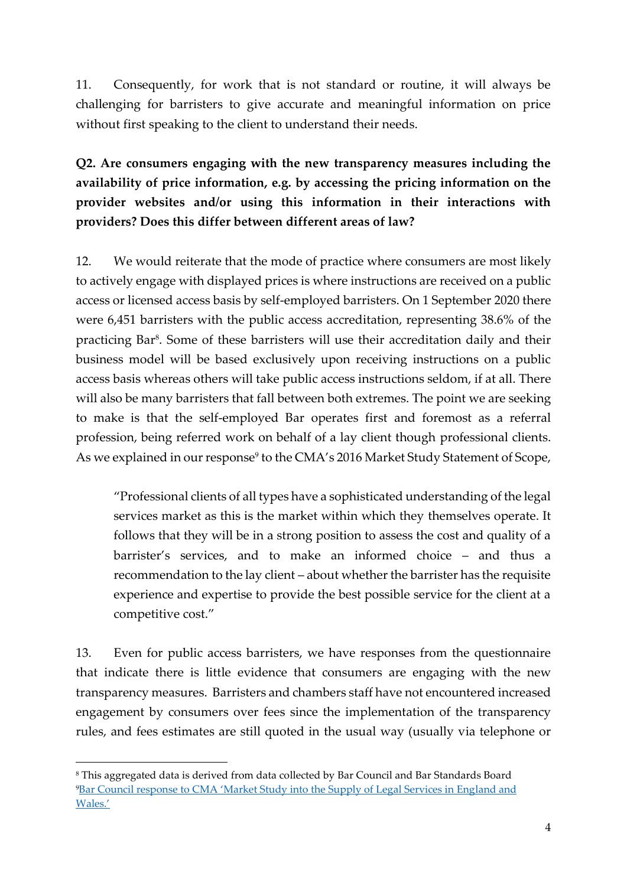11. Consequently, for work that is not standard or routine, it will always be challenging for barristers to give accurate and meaningful information on price without first speaking to the client to understand their needs.

**Q2. Are consumers engaging with the new transparency measures including the availability of price information, e.g. by accessing the pricing information on the provider websites and/or using this information in their interactions with providers? Does this differ between different areas of law?**

12. We would reiterate that the mode of practice where consumers are most likely to actively engage with displayed prices is where instructions are received on a public access or licensed access basis by self-employed barristers. On 1 September 2020 there were 6,451 barristers with the public access accreditation, representing 38.6% of the practicing Bar[8]. Some of these barristers will use their accreditation daily and their business model will be based exclusively upon receiving instructions on a public access basis whereas others will take public access instructions seldom, if at all. There will also be many barristers that fall between both extremes. The point we are seeking to make is that the self-employed Bar operates first and foremost as a referral profession, being referred work on behalf of a lay client though professional clients. As we explained in our response[9] to the CMA's 2016 Market Study Statement of Scope,

> "Professional clients of all types have a sophisticated understanding of the legal services market as this is the market within which they themselves operate. It follows that they will be in a strong position to assess the cost and quality of a barrister's services, and to make an informed choice – and thus a recommendation to the lay client – about whether the barrister has the requisite experience and expertise to provide the best possible service for the client at a competitive cost."

13. Even for public access barristers, we have responses from the questionnaire that indicate there is little evidence that consumers are engaging with the new transparency measures. Barristers and chambers staff have not encountered increased engagement by consumers over fees since the implementation of the transparency rules, and fees estimates are still quoted in the usual way (usually via telephone or

---

[8] This aggregated data is derived from data collected by Bar Council and Bar Standards Board

[9] Bar Council response to CMA 'Market Study into the Supply of Legal Services in England and Wales.'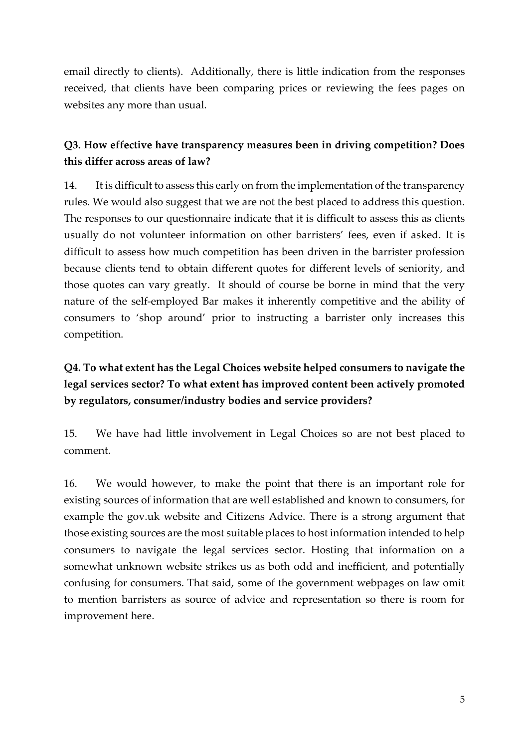email directly to clients). Additionally, there is little indication from the responses received, that clients have been comparing prices or reviewing the fees pages on websites any more than usual.

**Q3. How effective have transparency measures been in driving competition? Does this differ across areas of law?**

14. It is difficult to assess this early on from the implementation of the transparency rules. We would also suggest that we are not the best placed to address this question. The responses to our questionnaire indicate that it is difficult to assess this as clients usually do not volunteer information on other barristers' fees, even if asked. It is difficult to assess how much competition has been driven in the barrister profession because clients tend to obtain different quotes for different levels of seniority, and those quotes can vary greatly. It should of course be borne in mind that the very nature of the self-employed Bar makes it inherently competitive and the ability of consumers to 'shop around' prior to instructing a barrister only increases this competition.

**Q4. To what extent has the Legal Choices website helped consumers to navigate the legal services sector? To what extent has improved content been actively promoted by regulators, consumer/industry bodies and service providers?**

15. We have had little involvement in Legal Choices so are not best placed to comment.

16. We would however, to make the point that there is an important role for existing sources of information that are well established and known to consumers, for example the gov.uk website and Citizens Advice. There is a strong argument that those existing sources are the most suitable places to host information intended to help consumers to navigate the legal services sector. Hosting that information on a somewhat unknown website strikes us as both odd and inefficient, and potentially confusing for consumers. That said, some of the government webpages on law omit to mention barristers as source of advice and representation so there is room for improvement here.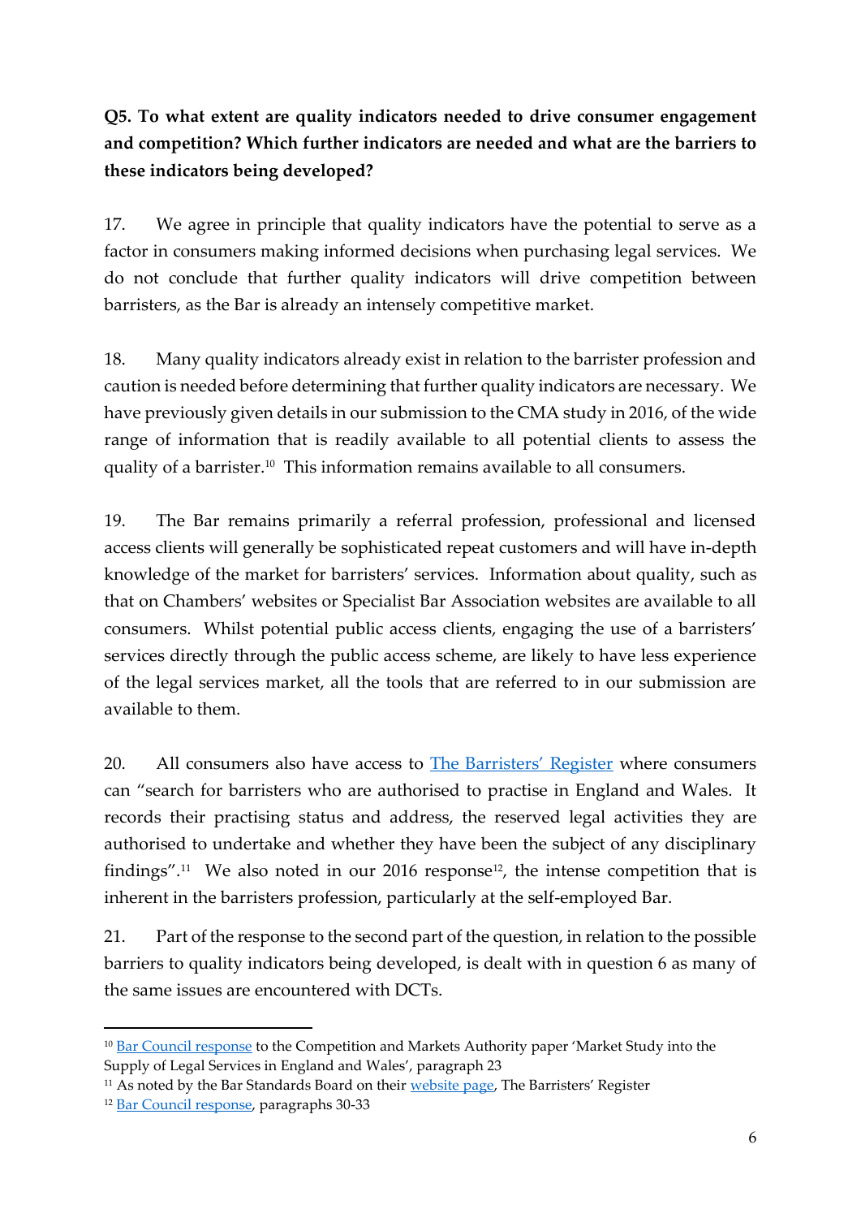**Q5. To what extent are quality indicators needed to drive consumer engagement and competition? Which further indicators are needed and what are the barriers to these indicators being developed?**

17. We agree in principle that quality indicators have the potential to serve as a factor in consumers making informed decisions when purchasing legal services. We do not conclude that further quality indicators will drive competition between barristers, as the Bar is already an intensely competitive market.

18. Many quality indicators already exist in relation to the barrister profession and caution is needed before determining that further quality indicators are necessary. We have previously given details in our submission to the CMA study in 2016, of the wide range of information that is readily available to all potential clients to assess the quality of a barrister.[10] This information remains available to all consumers.

19. The Bar remains primarily a referral profession, professional and licensed access clients will generally be sophisticated repeat customers and will have in-depth knowledge of the market for barristers' services. Information about quality, such as that on Chambers' websites or Specialist Bar Association websites are available to all consumers. Whilst potential public access clients, engaging the use of a barristers' services directly through the public access scheme, are likely to have less experience of the legal services market, all the tools that are referred to in our submission are available to them.

20. All consumers also have access to The Barristers' Register where consumers can "search for barristers who are authorised to practise in England and Wales. It records their practising status and address, the reserved legal activities they are authorised to undertake and whether they have been the subject of any disciplinary findings".[11] We also noted in our 2016 response[12], the intense competition that is inherent in the barristers profession, particularly at the self-employed Bar.

21. Part of the response to the second part of the question, in relation to the possible barriers to quality indicators being developed, is dealt with in question 6 as many of the same issues are encountered with DCTs.

---

[10] Bar Council response to the Competition and Markets Authority paper 'Market Study into the Supply of Legal Services in England and Wales', paragraph 23

[11] As noted by the Bar Standards Board on their website page, The Barristers' Register

[12] Bar Council response, paragraphs 30-33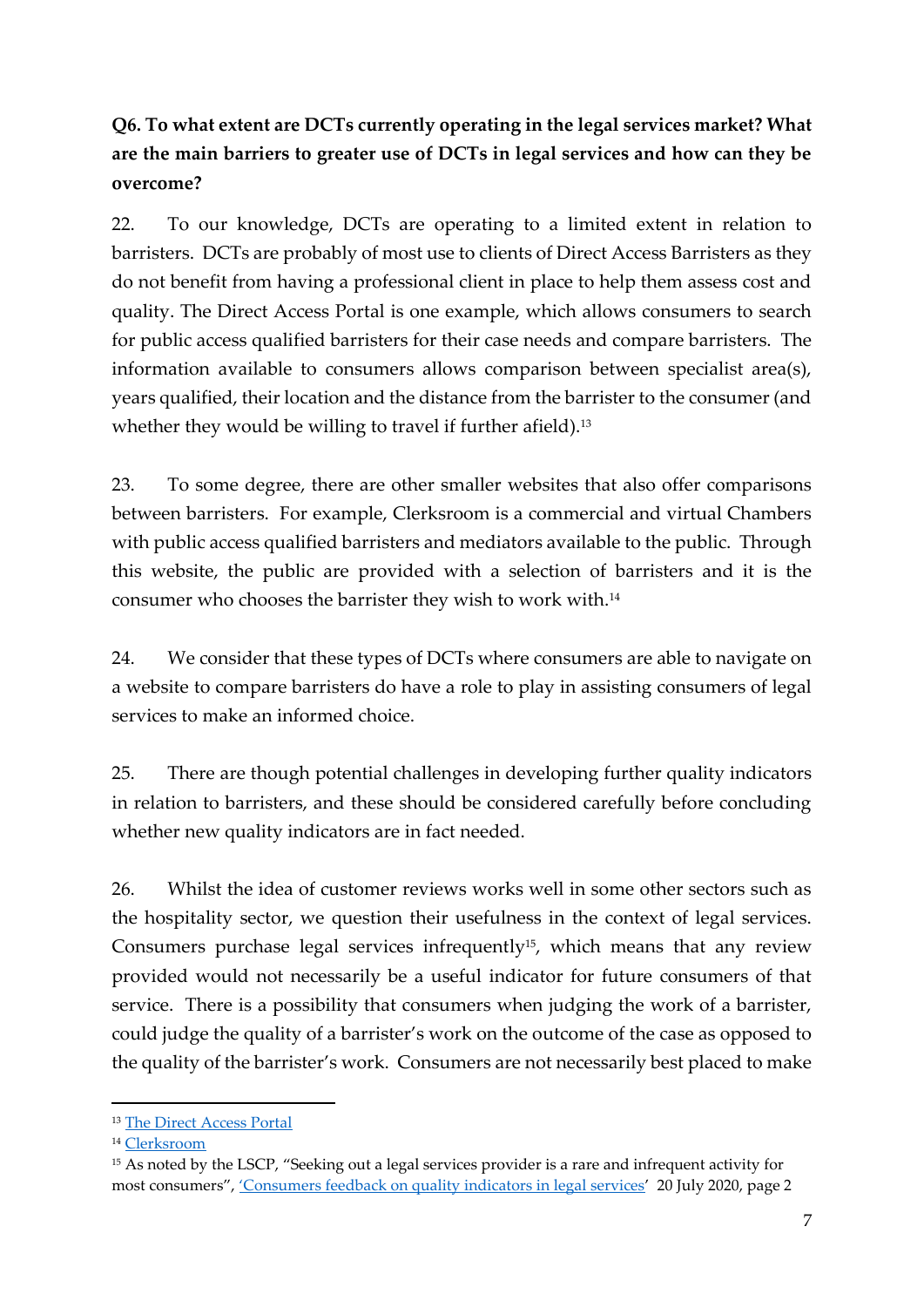**Q6. To what extent are DCTs currently operating in the legal services market? What are the main barriers to greater use of DCTs in legal services and how can they be overcome?**

22. To our knowledge, DCTs are operating to a limited extent in relation to barristers. DCTs are probably of most use to clients of Direct Access Barristers as they do not benefit from having a professional client in place to help them assess cost and quality. The Direct Access Portal is one example, which allows consumers to search for public access qualified barristers for their case needs and compare barristers. The information available to consumers allows comparison between specialist area(s), years qualified, their location and the distance from the barrister to the consumer (and whether they would be willing to travel if further afield).[13]

23. To some degree, there are other smaller websites that also offer comparisons between barristers. For example, Clerksroom is a commercial and virtual Chambers with public access qualified barristers and mediators available to the public. Through this website, the public are provided with a selection of barristers and it is the consumer who chooses the barrister they wish to work with.[14]

24. We consider that these types of DCTs where consumers are able to navigate on a website to compare barristers do have a role to play in assisting consumers of legal services to make an informed choice.

25. There are though potential challenges in developing further quality indicators in relation to barristers, and these should be considered carefully before concluding whether new quality indicators are in fact needed.

26. Whilst the idea of customer reviews works well in some other sectors such as the hospitality sector, we question their usefulness in the context of legal services. Consumers purchase legal services infrequently[15], which means that any review provided would not necessarily be a useful indicator for future consumers of that service. There is a possibility that consumers when judging the work of a barrister, could judge the quality of a barrister's work on the outcome of the case as opposed to the quality of the barrister's work. Consumers are not necessarily best placed to make

---

[13] The Direct Access Portal

[14] Clerksroom

[15] As noted by the LSCP, "Seeking out a legal services provider is a rare and infrequent activity for most consumers", 'Consumers feedback on quality indicators in legal services' 20 July 2020, page 2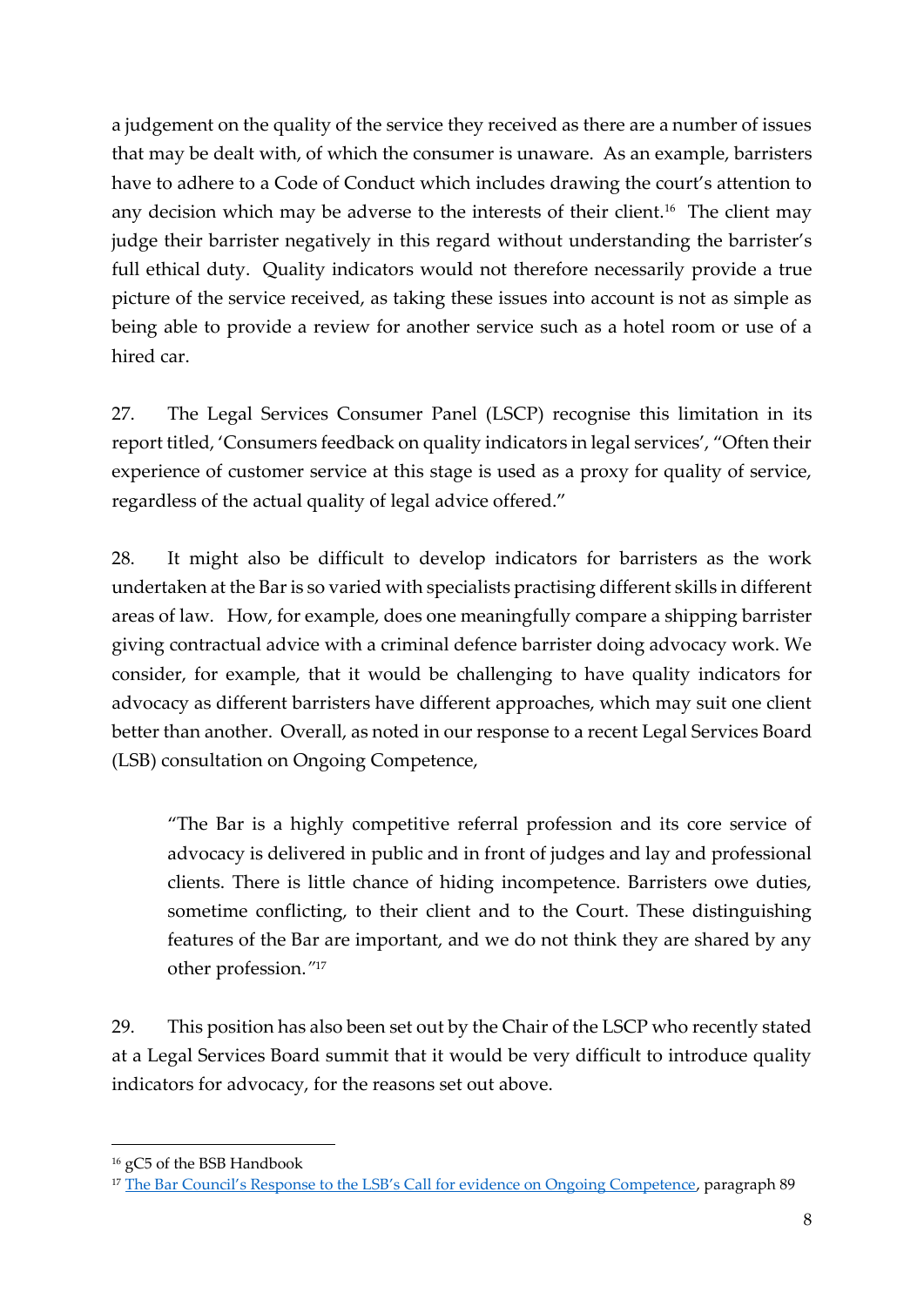a judgement on the quality of the service they received as there are a number of issues that may be dealt with, of which the consumer is unaware. As an example, barristers have to adhere to a Code of Conduct which includes drawing the court's attention to any decision which may be adverse to the interests of their client.[16] The client may judge their barrister negatively in this regard without understanding the barrister's full ethical duty. Quality indicators would not therefore necessarily provide a true picture of the service received, as taking these issues into account is not as simple as being able to provide a review for another service such as a hotel room or use of a hired car.

27. The Legal Services Consumer Panel (LSCP) recognise this limitation in its report titled, 'Consumers feedback on quality indicators in legal services', "Often their experience of customer service at this stage is used as a proxy for quality of service, regardless of the actual quality of legal advice offered."

28. It might also be difficult to develop indicators for barristers as the work undertaken at the Bar is so varied with specialists practising different skills in different areas of law. How, for example, does one meaningfully compare a shipping barrister giving contractual advice with a criminal defence barrister doing advocacy work. We consider, for example, that it would be challenging to have quality indicators for advocacy as different barristers have different approaches, which may suit one client better than another. Overall, as noted in our response to a recent Legal Services Board (LSB) consultation on Ongoing Competence,

> "The Bar is a highly competitive referral profession and its core service of advocacy is delivered in public and in front of judges and lay and professional clients. There is little chance of hiding incompetence. Barristers owe duties, sometime conflicting, to their client and to the Court. These distinguishing features of the Bar are important, and we do not think they are shared by any other profession."[17]

29. This position has also been set out by the Chair of the LSCP who recently stated at a Legal Services Board summit that it would be very difficult to introduce quality indicators for advocacy, for the reasons set out above.

---

[16] gC5 of the BSB Handbook

[17] The Bar Council's Response to the LSB's Call for evidence on Ongoing Competence, paragraph 89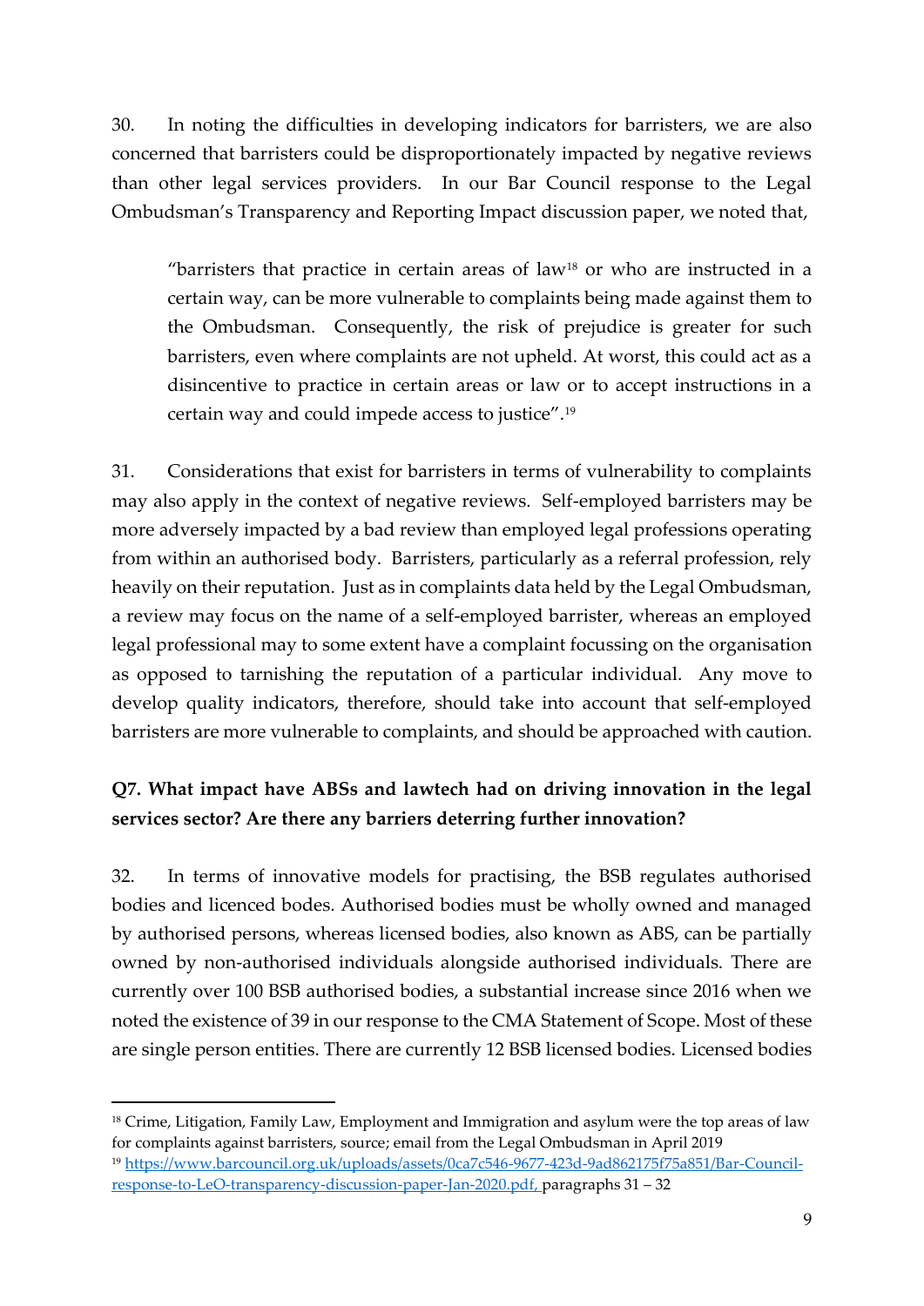30. In noting the difficulties in developing indicators for barristers, we are also concerned that barristers could be disproportionately impacted by negative reviews than other legal services providers. In our Bar Council response to the Legal Ombudsman's Transparency and Reporting Impact discussion paper, we noted that,

> "barristers that practice in certain areas of law[18] or who are instructed in a certain way, can be more vulnerable to complaints being made against them to the Ombudsman. Consequently, the risk of prejudice is greater for such barristers, even where complaints are not upheld. At worst, this could act as a disincentive to practice in certain areas or law or to accept instructions in a certain way and could impede access to justice".[19]

31. Considerations that exist for barristers in terms of vulnerability to complaints may also apply in the context of negative reviews. Self-employed barristers may be more adversely impacted by a bad review than employed legal professions operating from within an authorised body. Barristers, particularly as a referral profession, rely heavily on their reputation. Just as in complaints data held by the Legal Ombudsman, a review may focus on the name of a self-employed barrister, whereas an employed legal professional may to some extent have a complaint focussing on the organisation as opposed to tarnishing the reputation of a particular individual. Any move to develop quality indicators, therefore, should take into account that self-employed barristers are more vulnerable to complaints, and should be approached with caution.

**Q7. What impact have ABSs and lawtech had on driving innovation in the legal services sector? Are there any barriers deterring further innovation?**

32. In terms of innovative models for practising, the BSB regulates authorised bodies and licenced bodes. Authorised bodies must be wholly owned and managed by authorised persons, whereas licensed bodies, also known as ABS, can be partially owned by non-authorised individuals alongside authorised individuals. There are currently over 100 BSB authorised bodies, a substantial increase since 2016 when we noted the existence of 39 in our response to the CMA Statement of Scope. Most of these are single person entities. There are currently 12 BSB licensed bodies. Licensed bodies

[18] Crime, Litigation, Family Law, Employment and Immigration and asylum were the top areas of law for complaints against barristers, source; email from the Legal Ombudsman in April 2019

[19] https://www.barcouncil.org.uk/uploads/assets/0ca7c546-9677-423d-9ad862175f75a851/Bar-Council-response-to-LeO-transparency-discussion-paper-Jan-2020.pdf, paragraphs 31 – 32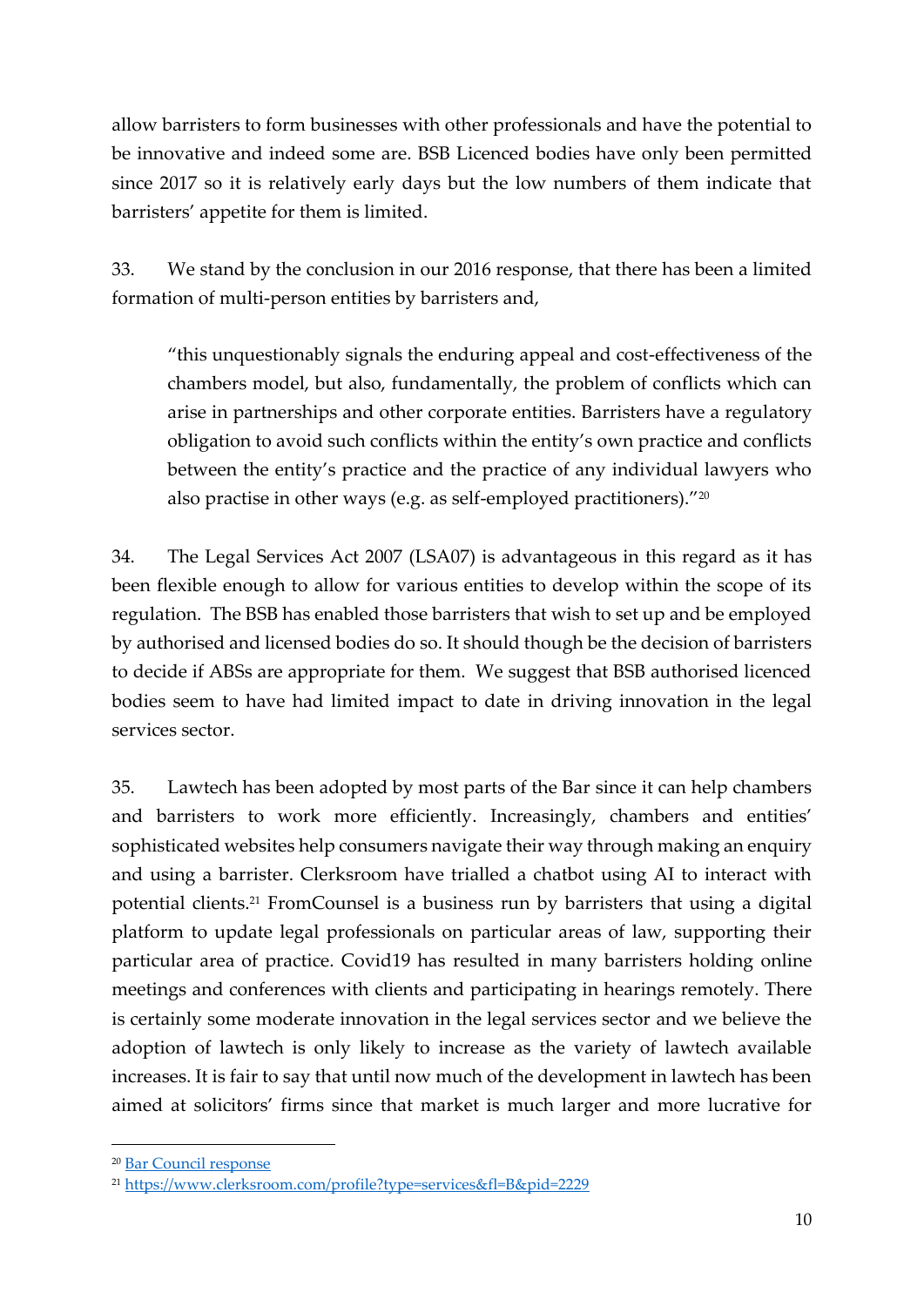allow barristers to form businesses with other professionals and have the potential to be innovative and indeed some are. BSB Licenced bodies have only been permitted since 2017 so it is relatively early days but the low numbers of them indicate that barristers' appetite for them is limited.

33. We stand by the conclusion in our 2016 response, that there has been a limited formation of multi-person entities by barristers and,

> "this unquestionably signals the enduring appeal and cost-effectiveness of the chambers model, but also, fundamentally, the problem of conflicts which can arise in partnerships and other corporate entities. Barristers have a regulatory obligation to avoid such conflicts within the entity's own practice and conflicts between the entity's practice and the practice of any individual lawyers who also practise in other ways (e.g. as self-employed practitioners)."[20]

34. The Legal Services Act 2007 (LSA07) is advantageous in this regard as it has been flexible enough to allow for various entities to develop within the scope of its regulation. The BSB has enabled those barristers that wish to set up and be employed by authorised and licensed bodies do so. It should though be the decision of barristers to decide if ABSs are appropriate for them. We suggest that BSB authorised licenced bodies seem to have had limited impact to date in driving innovation in the legal services sector.

35. Lawtech has been adopted by most parts of the Bar since it can help chambers and barristers to work more efficiently. Increasingly, chambers and entities' sophisticated websites help consumers navigate their way through making an enquiry and using a barrister. Clerksroom have trialled a chatbot using AI to interact with potential clients.[21] FromCounsel is a business run by barristers that using a digital platform to update legal professionals on particular areas of law, supporting their particular area of practice. Covid19 has resulted in many barristers holding online meetings and conferences with clients and participating in hearings remotely. There is certainly some moderate innovation in the legal services sector and we believe the adoption of lawtech is only likely to increase as the variety of lawtech available increases. It is fair to say that until now much of the development in lawtech has been aimed at solicitors' firms since that market is much larger and more lucrative for

---

[20] [Bar Council response]()

[21] https://www.clerksroom.com/profile?type=services&fl=B&pid=2229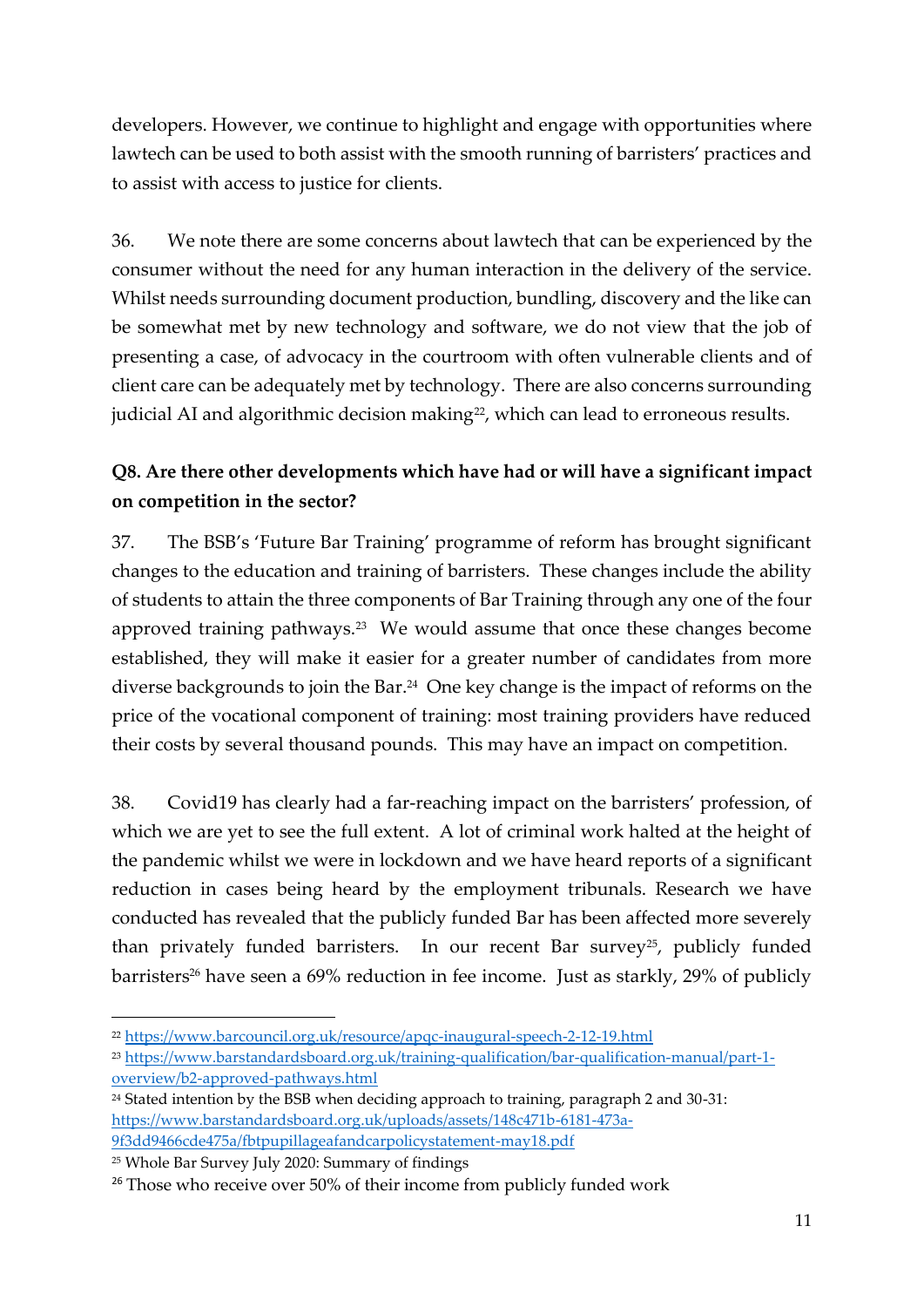developers. However, we continue to highlight and engage with opportunities where lawtech can be used to both assist with the smooth running of barristers' practices and to assist with access to justice for clients.

36. We note there are some concerns about lawtech that can be experienced by the consumer without the need for any human interaction in the delivery of the service. Whilst needs surrounding document production, bundling, discovery and the like can be somewhat met by new technology and software, we do not view that the job of presenting a case, of advocacy in the courtroom with often vulnerable clients and of client care can be adequately met by technology. There are also concerns surrounding judicial AI and algorithmic decision making[22], which can lead to erroneous results.

**Q8. Are there other developments which have had or will have a significant impact on competition in the sector?**

37. The BSB's 'Future Bar Training' programme of reform has brought significant changes to the education and training of barristers. These changes include the ability of students to attain the three components of Bar Training through any one of the four approved training pathways.[23] We would assume that once these changes become established, they will make it easier for a greater number of candidates from more diverse backgrounds to join the Bar.[24] One key change is the impact of reforms on the price of the vocational component of training: most training providers have reduced their costs by several thousand pounds. This may have an impact on competition.

38. Covid19 has clearly had a far-reaching impact on the barristers' profession, of which we are yet to see the full extent. A lot of criminal work halted at the height of the pandemic whilst we were in lockdown and we have heard reports of a significant reduction in cases being heard by the employment tribunals. Research we have conducted has revealed that the publicly funded Bar has been affected more severely than privately funded barristers. In our recent Bar survey[25], publicly funded barristers[26] have seen a 69% reduction in fee income. Just as starkly, 29% of publicly

---

[22] https://www.barcouncil.org.uk/resource/apqc-inaugural-speech-2-12-19.html

[23] https://www.barstandardsboard.org.uk/training-qualification/bar-qualification-manual/part-1-overview/b2-approved-pathways.html

[24] Stated intention by the BSB when deciding approach to training, paragraph 2 and 30-31: https://www.barstandardsboard.org.uk/uploads/assets/148c471b-6181-473a-9f3dd9466cde475a/fbtpupillageafandcarpolicystatement-may18.pdf

[25] Whole Bar Survey July 2020: Summary of findings

[26] Those who receive over 50% of their income from publicly funded work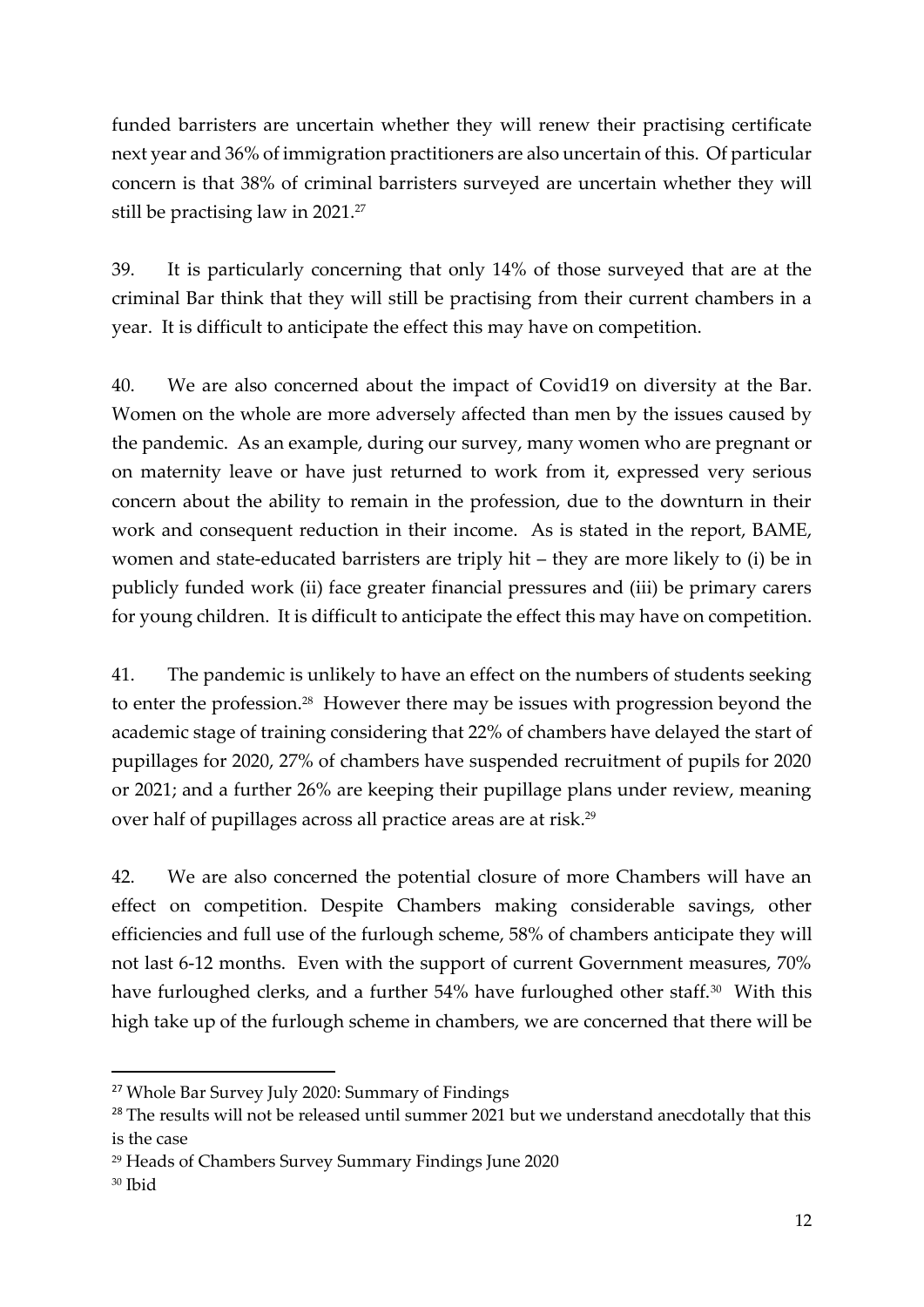funded barristers are uncertain whether they will renew their practising certificate next year and 36% of immigration practitioners are also uncertain of this. Of particular concern is that 38% of criminal barristers surveyed are uncertain whether they will still be practising law in 2021.[27]

39. It is particularly concerning that only 14% of those surveyed that are at the criminal Bar think that they will still be practising from their current chambers in a year. It is difficult to anticipate the effect this may have on competition.

40. We are also concerned about the impact of Covid19 on diversity at the Bar. Women on the whole are more adversely affected than men by the issues caused by the pandemic. As an example, during our survey, many women who are pregnant or on maternity leave or have just returned to work from it, expressed very serious concern about the ability to remain in the profession, due to the downturn in their work and consequent reduction in their income. As is stated in the report, BAME, women and state-educated barristers are triply hit – they are more likely to (i) be in publicly funded work (ii) face greater financial pressures and (iii) be primary carers for young children. It is difficult to anticipate the effect this may have on competition.

41. The pandemic is unlikely to have an effect on the numbers of students seeking to enter the profession.[28] However there may be issues with progression beyond the academic stage of training considering that 22% of chambers have delayed the start of pupillages for 2020, 27% of chambers have suspended recruitment of pupils for 2020 or 2021; and a further 26% are keeping their pupillage plans under review, meaning over half of pupillages across all practice areas are at risk.[29]

42. We are also concerned the potential closure of more Chambers will have an effect on competition. Despite Chambers making considerable savings, other efficiencies and full use of the furlough scheme, 58% of chambers anticipate they will not last 6-12 months. Even with the support of current Government measures, 70% have furloughed clerks, and a further 54% have furloughed other staff.[30] With this high take up of the furlough scheme in chambers, we are concerned that there will be

[27] Whole Bar Survey July 2020: Summary of Findings

[28] The results will not be released until summer 2021 but we understand anecdotally that this is the case

[29] Heads of Chambers Survey Summary Findings June 2020

[30] Ibid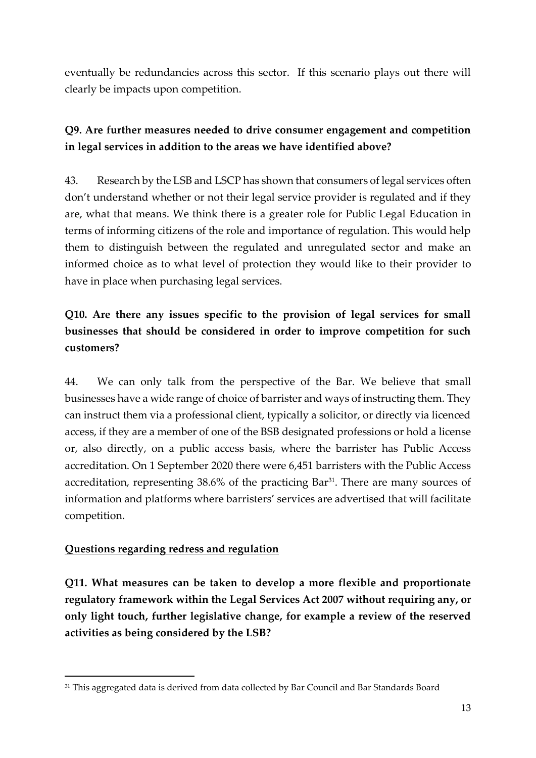eventually be redundancies across this sector. If this scenario plays out there will clearly be impacts upon competition.

**Q9. Are further measures needed to drive consumer engagement and competition in legal services in addition to the areas we have identified above?**

43. Research by the LSB and LSCP has shown that consumers of legal services often don't understand whether or not their legal service provider is regulated and if they are, what that means. We think there is a greater role for Public Legal Education in terms of informing citizens of the role and importance of regulation. This would help them to distinguish between the regulated and unregulated sector and make an informed choice as to what level of protection they would like to their provider to have in place when purchasing legal services.

**Q10. Are there any issues specific to the provision of legal services for small businesses that should be considered in order to improve competition for such customers?**

44. We can only talk from the perspective of the Bar. We believe that small businesses have a wide range of choice of barrister and ways of instructing them. They can instruct them via a professional client, typically a solicitor, or directly via licenced access, if they are a member of one of the BSB designated professions or hold a license or, also directly, on a public access basis, where the barrister has Public Access accreditation. On 1 September 2020 there were 6,451 barristers with the Public Access accreditation, representing 38.6% of the practicing Bar[31]. There are many sources of information and platforms where barristers' services are advertised that will facilitate competition.

<u>**Questions regarding redress and regulation**</u>

**Q11. What measures can be taken to develop a more flexible and proportionate regulatory framework within the Legal Services Act 2007 without requiring any, or only light touch, further legislative change, for example a review of the reserved activities as being considered by the LSB?**

[31] This aggregated data is derived from data collected by Bar Council and Bar Standards Board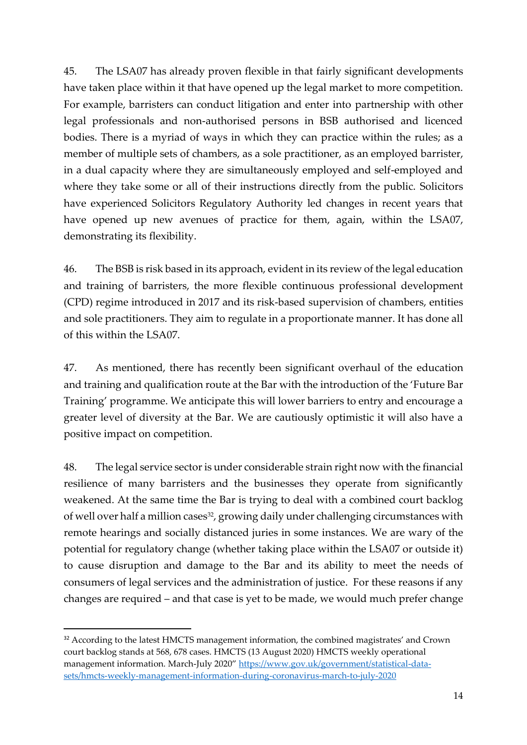45. The LSA07 has already proven flexible in that fairly significant developments have taken place within it that have opened up the legal market to more competition. For example, barristers can conduct litigation and enter into partnership with other legal professionals and non-authorised persons in BSB authorised and licenced bodies. There is a myriad of ways in which they can practice within the rules; as a member of multiple sets of chambers, as a sole practitioner, as an employed barrister, in a dual capacity where they are simultaneously employed and self-employed and where they take some or all of their instructions directly from the public. Solicitors have experienced Solicitors Regulatory Authority led changes in recent years that have opened up new avenues of practice for them, again, within the LSA07, demonstrating its flexibility.

46. The BSB is risk based in its approach, evident in its review of the legal education and training of barristers, the more flexible continuous professional development (CPD) regime introduced in 2017 and its risk-based supervision of chambers, entities and sole practitioners. They aim to regulate in a proportionate manner. It has done all of this within the LSA07.

47. As mentioned, there has recently been significant overhaul of the education and training and qualification route at the Bar with the introduction of the 'Future Bar Training' programme. We anticipate this will lower barriers to entry and encourage a greater level of diversity at the Bar. We are cautiously optimistic it will also have a positive impact on competition.

48. The legal service sector is under considerable strain right now with the financial resilience of many barristers and the businesses they operate from significantly weakened. At the same time the Bar is trying to deal with a combined court backlog of well over half a million cases[32], growing daily under challenging circumstances with remote hearings and socially distanced juries in some instances. We are wary of the potential for regulatory change (whether taking place within the LSA07 or outside it) to cause disruption and damage to the Bar and its ability to meet the needs of consumers of legal services and the administration of justice. For these reasons if any changes are required – and that case is yet to be made, we would much prefer change

---

[32] According to the latest HMCTS management information, the combined magistrates' and Crown court backlog stands at 568, 678 cases. HMCTS (13 August 2020) HMCTS weekly operational management information. March-July 2020" [https://www.gov.uk/government/statistical-data-sets/hmcts-weekly-management-information-during-coronavirus-march-to-july-2020](https://www.gov.uk/government/statistical-data-sets/hmcts-weekly-management-information-during-coronavirus-march-to-july-2020)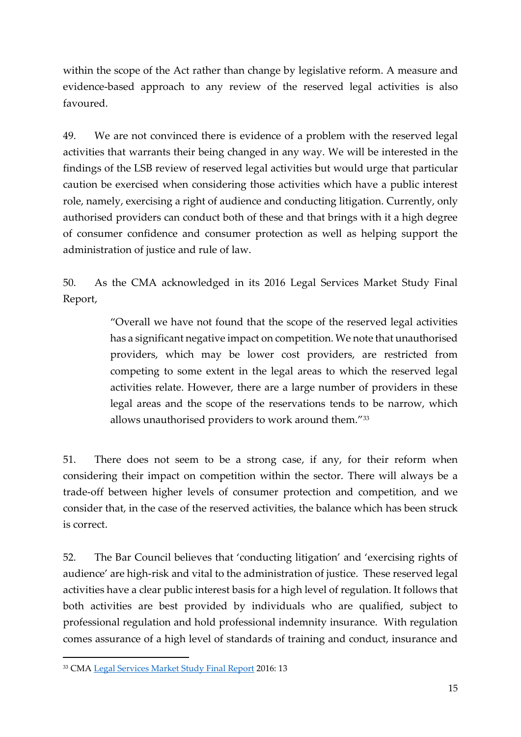within the scope of the Act rather than change by legislative reform. A measure and evidence-based approach to any review of the reserved legal activities is also favoured.

49. We are not convinced there is evidence of a problem with the reserved legal activities that warrants their being changed in any way. We will be interested in the findings of the LSB review of reserved legal activities but would urge that particular caution be exercised when considering those activities which have a public interest role, namely, exercising a right of audience and conducting litigation. Currently, only authorised providers can conduct both of these and that brings with it a high degree of consumer confidence and consumer protection as well as helping support the administration of justice and rule of law.

50. As the CMA acknowledged in its 2016 Legal Services Market Study Final Report,

> "Overall we have not found that the scope of the reserved legal activities has a significant negative impact on competition. We note that unauthorised providers, which may be lower cost providers, are restricted from competing to some extent in the legal areas to which the reserved legal activities relate. However, there are a large number of providers in these legal areas and the scope of the reservations tends to be narrow, which allows unauthorised providers to work around them."[33]

51. There does not seem to be a strong case, if any, for their reform when considering their impact on competition within the sector. There will always be a trade-off between higher levels of consumer protection and competition, and we consider that, in the case of the reserved activities, the balance which has been struck is correct.

52. The Bar Council believes that 'conducting litigation' and 'exercising rights of audience' are high-risk and vital to the administration of justice. These reserved legal activities have a clear public interest basis for a high level of regulation. It follows that both activities are best provided by individuals who are qualified, subject to professional regulation and hold professional indemnity insurance. With regulation comes assurance of a high level of standards of training and conduct, insurance and

---

[33] CMA [Legal Services Market Study Final Report]() 2016: 13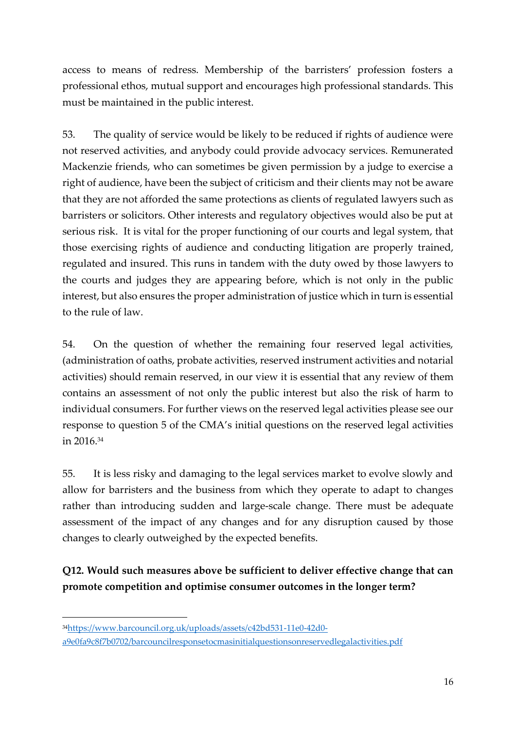access to means of redress. Membership of the barristers' profession fosters a professional ethos, mutual support and encourages high professional standards. This must be maintained in the public interest.

53. The quality of service would be likely to be reduced if rights of audience were not reserved activities, and anybody could provide advocacy services. Remunerated Mackenzie friends, who can sometimes be given permission by a judge to exercise a right of audience, have been the subject of criticism and their clients may not be aware that they are not afforded the same protections as clients of regulated lawyers such as barristers or solicitors. Other interests and regulatory objectives would also be put at serious risk. It is vital for the proper functioning of our courts and legal system, that those exercising rights of audience and conducting litigation are properly trained, regulated and insured. This runs in tandem with the duty owed by those lawyers to the courts and judges they are appearing before, which is not only in the public interest, but also ensures the proper administration of justice which in turn is essential to the rule of law.

54. On the question of whether the remaining four reserved legal activities, (administration of oaths, probate activities, reserved instrument activities and notarial activities) should remain reserved, in our view it is essential that any review of them contains an assessment of not only the public interest but also the risk of harm to individual consumers. For further views on the reserved legal activities please see our response to question 5 of the CMA's initial questions on the reserved legal activities in 2016.[34]

55. It is less risky and damaging to the legal services market to evolve slowly and allow for barristers and the business from which they operate to adapt to changes rather than introducing sudden and large-scale change. There must be adequate assessment of the impact of any changes and for any disruption caused by those changes to clearly outweighed by the expected benefits.

**Q12. Would such measures above be sufficient to deliver effective change that can promote competition and optimise consumer outcomes in the longer term?**

---

[34] https://www.barcouncil.org.uk/uploads/assets/c42bd531-11e0-42d0-a9e0fa9c8f7b0702/barcouncilresponsetocmasinitialquestionsonreservedlegalactivities.pdf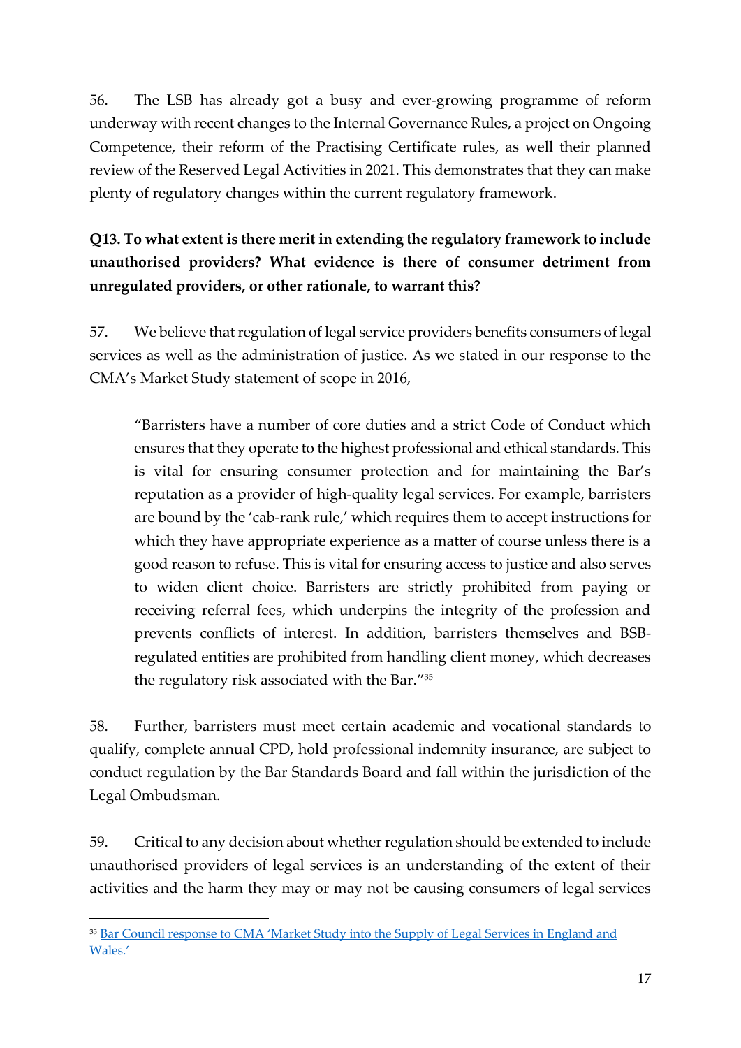56. The LSB has already got a busy and ever-growing programme of reform underway with recent changes to the Internal Governance Rules, a project on Ongoing Competence, their reform of the Practising Certificate rules, as well their planned review of the Reserved Legal Activities in 2021. This demonstrates that they can make plenty of regulatory changes within the current regulatory framework.

**Q13. To what extent is there merit in extending the regulatory framework to include unauthorised providers? What evidence is there of consumer detriment from unregulated providers, or other rationale, to warrant this?**

57. We believe that regulation of legal service providers benefits consumers of legal services as well as the administration of justice. As we stated in our response to the CMA's Market Study statement of scope in 2016,

> "Barristers have a number of core duties and a strict Code of Conduct which ensures that they operate to the highest professional and ethical standards. This is vital for ensuring consumer protection and for maintaining the Bar's reputation as a provider of high-quality legal services. For example, barristers are bound by the 'cab-rank rule,' which requires them to accept instructions for which they have appropriate experience as a matter of course unless there is a good reason to refuse. This is vital for ensuring access to justice and also serves to widen client choice. Barristers are strictly prohibited from paying or receiving referral fees, which underpins the integrity of the profession and prevents conflicts of interest. In addition, barristers themselves and BSB-regulated entities are prohibited from handling client money, which decreases the regulatory risk associated with the Bar."[35]

58. Further, barristers must meet certain academic and vocational standards to qualify, complete annual CPD, hold professional indemnity insurance, are subject to conduct regulation by the Bar Standards Board and fall within the jurisdiction of the Legal Ombudsman.

59. Critical to any decision about whether regulation should be extended to include unauthorised providers of legal services is an understanding of the extent of their activities and the harm they may or may not be causing consumers of legal services

---

[35] Bar Council response to CMA 'Market Study into the Supply of Legal Services in England and Wales.'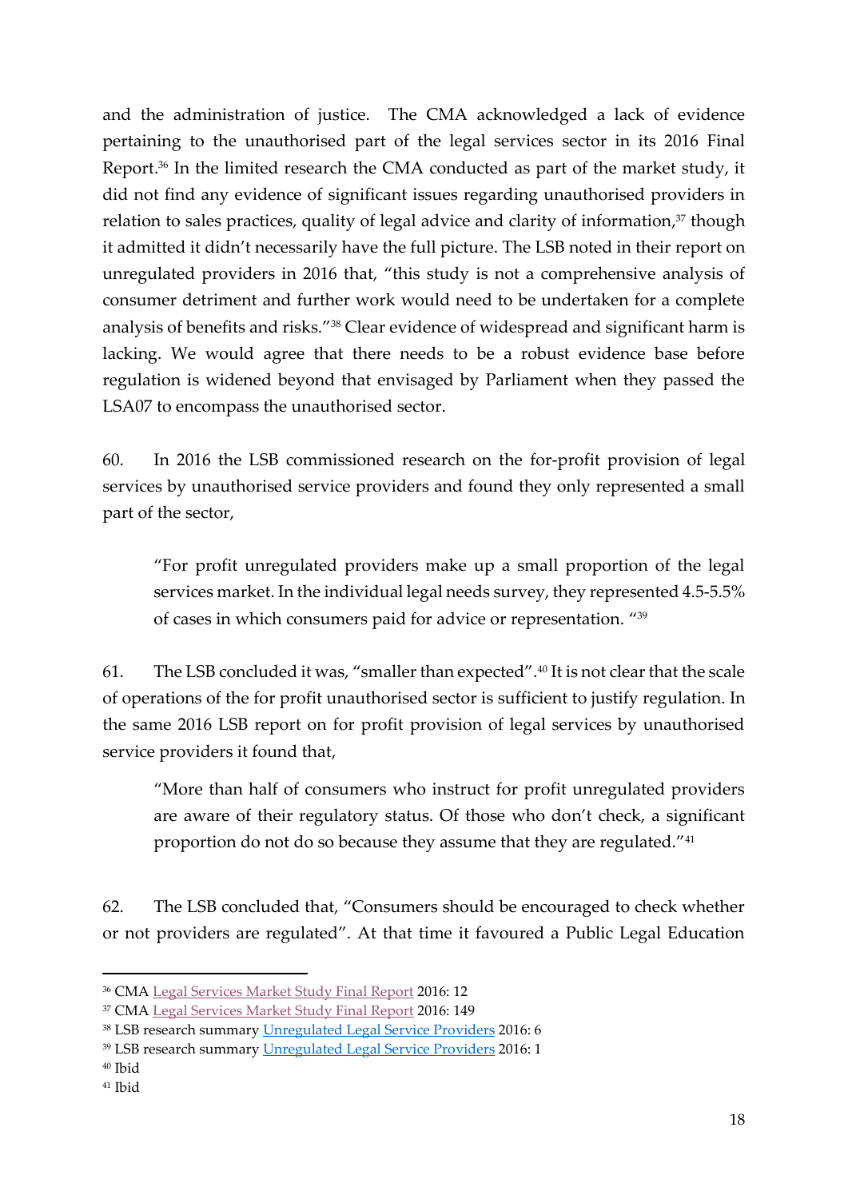and the administration of justice. The CMA acknowledged a lack of evidence pertaining to the unauthorised part of the legal services sector in its 2016 Final Report.[36] In the limited research the CMA conducted as part of the market study, it did not find any evidence of significant issues regarding unauthorised providers in relation to sales practices, quality of legal advice and clarity of information,[37] though it admitted it didn't necessarily have the full picture. The LSB noted in their report on unregulated providers in 2016 that, "this study is not a comprehensive analysis of consumer detriment and further work would need to be undertaken for a complete analysis of benefits and risks."[38] Clear evidence of widespread and significant harm is lacking. We would agree that there needs to be a robust evidence base before regulation is widened beyond that envisaged by Parliament when they passed the LSA07 to encompass the unauthorised sector.

60. In 2016 the LSB commissioned research on the for-profit provision of legal services by unauthorised service providers and found they only represented a small part of the sector,

> "For profit unregulated providers make up a small proportion of the legal services market. In the individual legal needs survey, they represented 4.5-5.5% of cases in which consumers paid for advice or representation. "[39]

61. The LSB concluded it was, "smaller than expected".[40] It is not clear that the scale of operations of the for profit unauthorised sector is sufficient to justify regulation. In the same 2016 LSB report on for profit provision of legal services by unauthorised service providers it found that,

> "More than half of consumers who instruct for profit unregulated providers are aware of their regulatory status. Of those who don't check, a significant proportion do not do so because they assume that they are regulated."[41]

62. The LSB concluded that, "Consumers should be encouraged to check whether or not providers are regulated". At that time it favoured a Public Legal Education

---

[36] CMA Legal Services Market Study Final Report 2016: 12

[37] CMA Legal Services Market Study Final Report 2016: 149

[38] LSB research summary Unregulated Legal Service Providers 2016: 6

[39] LSB research summary Unregulated Legal Service Providers 2016: 1

[40] Ibid

[41] Ibid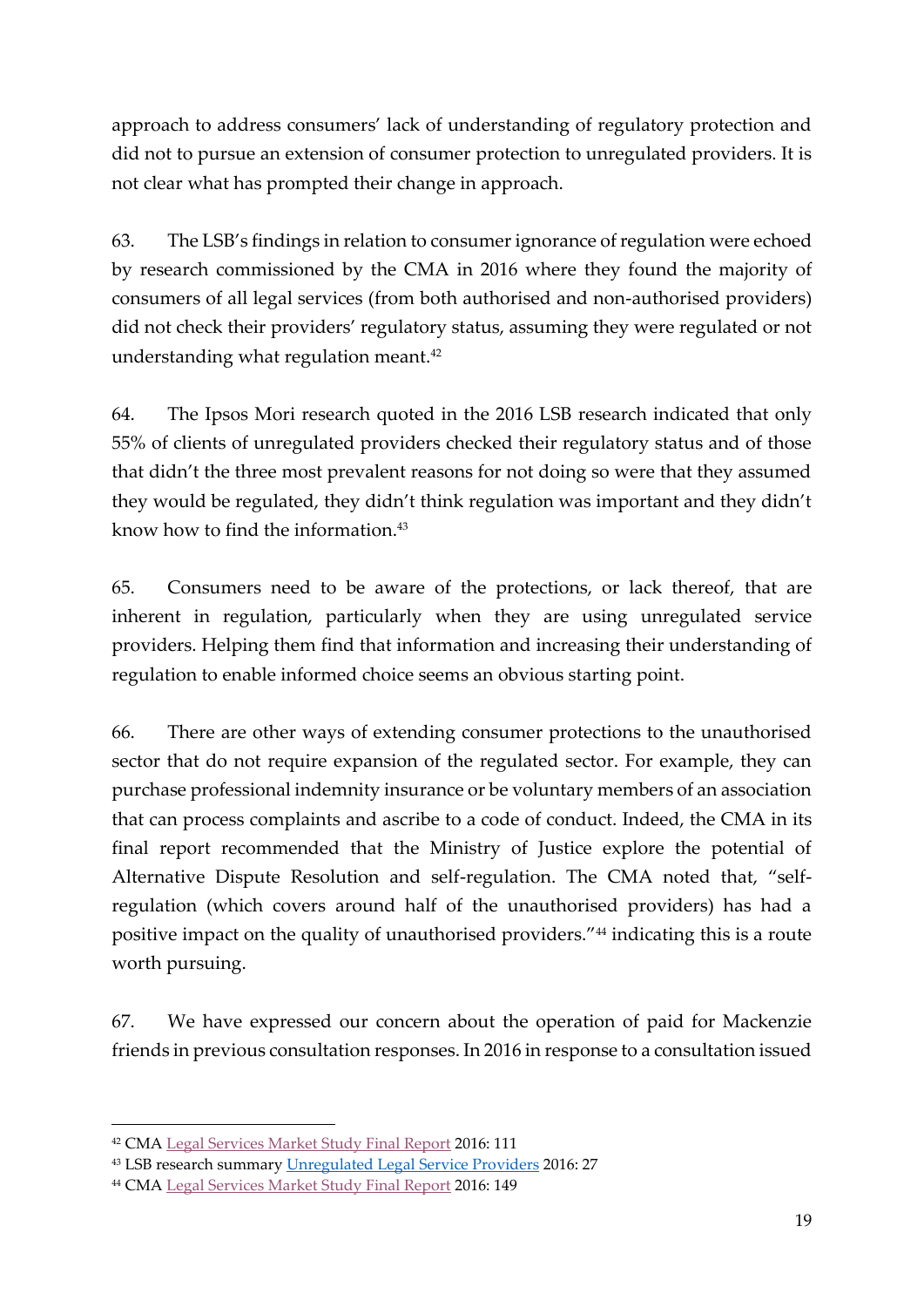approach to address consumers' lack of understanding of regulatory protection and did not to pursue an extension of consumer protection to unregulated providers. It is not clear what has prompted their change in approach.

63. The LSB's findings in relation to consumer ignorance of regulation were echoed by research commissioned by the CMA in 2016 where they found the majority of consumers of all legal services (from both authorised and non-authorised providers) did not check their providers' regulatory status, assuming they were regulated or not understanding what regulation meant.[42]

64. The Ipsos Mori research quoted in the 2016 LSB research indicated that only 55% of clients of unregulated providers checked their regulatory status and of those that didn't the three most prevalent reasons for not doing so were that they assumed they would be regulated, they didn't think regulation was important and they didn't know how to find the information.[43]

65. Consumers need to be aware of the protections, or lack thereof, that are inherent in regulation, particularly when they are using unregulated service providers. Helping them find that information and increasing their understanding of regulation to enable informed choice seems an obvious starting point.

66. There are other ways of extending consumer protections to the unauthorised sector that do not require expansion of the regulated sector. For example, they can purchase professional indemnity insurance or be voluntary members of an association that can process complaints and ascribe to a code of conduct. Indeed, the CMA in its final report recommended that the Ministry of Justice explore the potential of Alternative Dispute Resolution and self-regulation. The CMA noted that, "self-regulation (which covers around half of the unauthorised providers) has had a positive impact on the quality of unauthorised providers."[44] indicating this is a route worth pursuing.

67. We have expressed our concern about the operation of paid for Mackenzie friends in previous consultation responses. In 2016 in response to a consultation issued

---

[42] CMA Legal Services Market Study Final Report 2016: 111

[43] LSB research summary Unregulated Legal Service Providers 2016: 27

[44] CMA Legal Services Market Study Final Report 2016: 149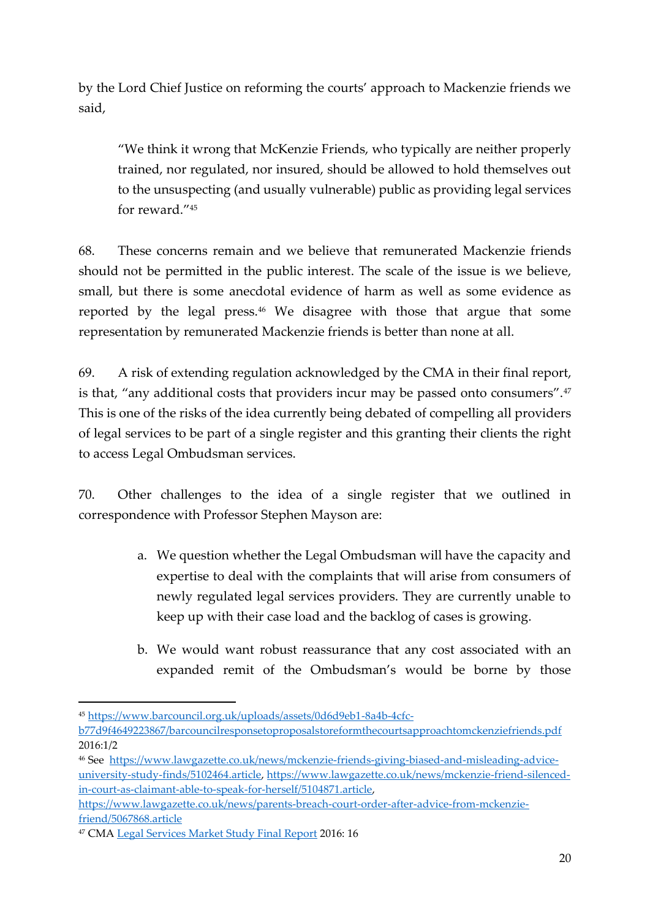by the Lord Chief Justice on reforming the courts' approach to Mackenzie friends we said,

> "We think it wrong that McKenzie Friends, who typically are neither properly trained, nor regulated, nor insured, should be allowed to hold themselves out to the unsuspecting (and usually vulnerable) public as providing legal services for reward."[45]

68. These concerns remain and we believe that remunerated Mackenzie friends should not be permitted in the public interest. The scale of the issue is we believe, small, but there is some anecdotal evidence of harm as well as some evidence as reported by the legal press.[46] We disagree with those that argue that some representation by remunerated Mackenzie friends is better than none at all.

69. A risk of extending regulation acknowledged by the CMA in their final report, is that, "any additional costs that providers incur may be passed onto consumers".[47] This is one of the risks of the idea currently being debated of compelling all providers of legal services to be part of a single register and this granting their clients the right to access Legal Ombudsman services.

70. Other challenges to the idea of a single register that we outlined in correspondence with Professor Stephen Mayson are:

a. We question whether the Legal Ombudsman will have the capacity and expertise to deal with the complaints that will arise from consumers of newly regulated legal services providers. They are currently unable to keep up with their case load and the backlog of cases is growing.

b. We would want robust reassurance that any cost associated with an expanded remit of the Ombudsman's would be borne by those

---

[45] https://www.barcouncil.org.uk/uploads/assets/0d6d9eb1-8a4b-4cfc-b77d9f4649223867/barcouncilresponsetoproposalstoreformthecourtsapproachtomckenziefriends.pdf 2016:1/2

[46] See https://www.lawgazette.co.uk/news/mckenzie-friends-giving-biased-and-misleading-advice-university-study-finds/5102464.article, https://www.lawgazette.co.uk/news/mckenzie-friend-silenced-in-court-as-claimant-able-to-speak-for-herself/5104871.article, https://www.lawgazette.co.uk/news/parents-breach-court-order-after-advice-from-mckenzie-friend/5067868.article

[47] CMA Legal Services Market Study Final Report 2016: 16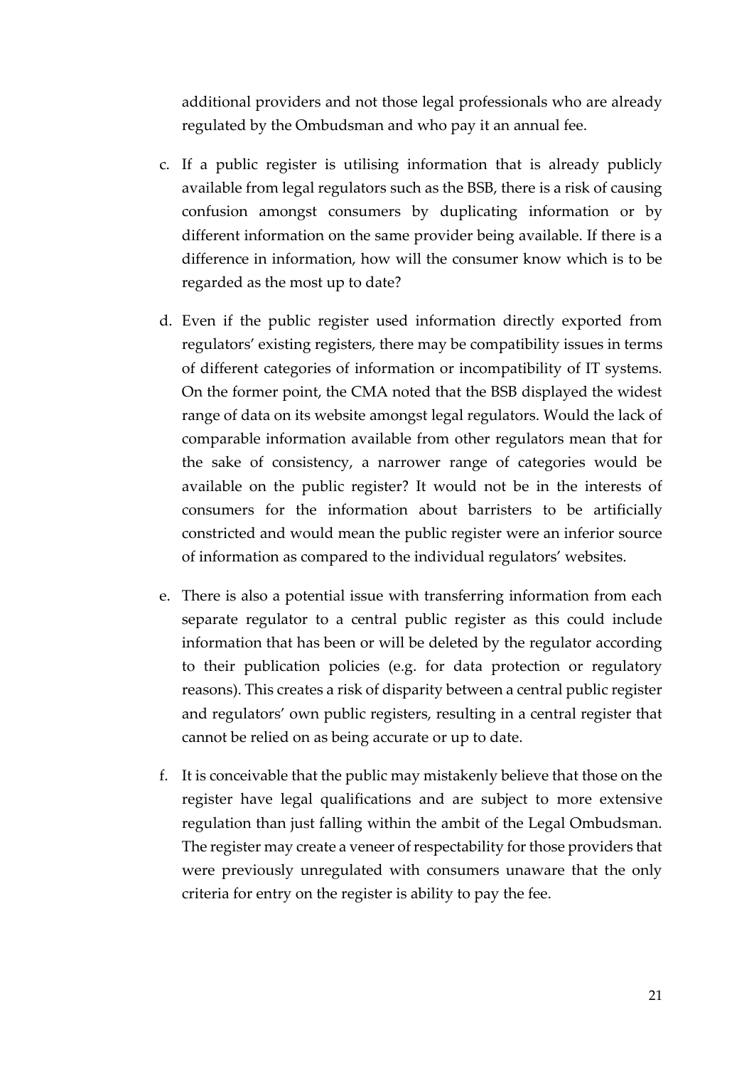additional providers and not those legal professionals who are already regulated by the Ombudsman and who pay it an annual fee.

c. If a public register is utilising information that is already publicly available from legal regulators such as the BSB, there is a risk of causing confusion amongst consumers by duplicating information or by different information on the same provider being available. If there is a difference in information, how will the consumer know which is to be regarded as the most up to date?

d. Even if the public register used information directly exported from regulators' existing registers, there may be compatibility issues in terms of different categories of information or incompatibility of IT systems. On the former point, the CMA noted that the BSB displayed the widest range of data on its website amongst legal regulators. Would the lack of comparable information available from other regulators mean that for the sake of consistency, a narrower range of categories would be available on the public register? It would not be in the interests of consumers for the information about barristers to be artificially constricted and would mean the public register were an inferior source of information as compared to the individual regulators' websites.

e. There is also a potential issue with transferring information from each separate regulator to a central public register as this could include information that has been or will be deleted by the regulator according to their publication policies (e.g. for data protection or regulatory reasons). This creates a risk of disparity between a central public register and regulators' own public registers, resulting in a central register that cannot be relied on as being accurate or up to date.

f. It is conceivable that the public may mistakenly believe that those on the register have legal qualifications and are subject to more extensive regulation than just falling within the ambit of the Legal Ombudsman. The register may create a veneer of respectability for those providers that were previously unregulated with consumers unaware that the only criteria for entry on the register is ability to pay the fee.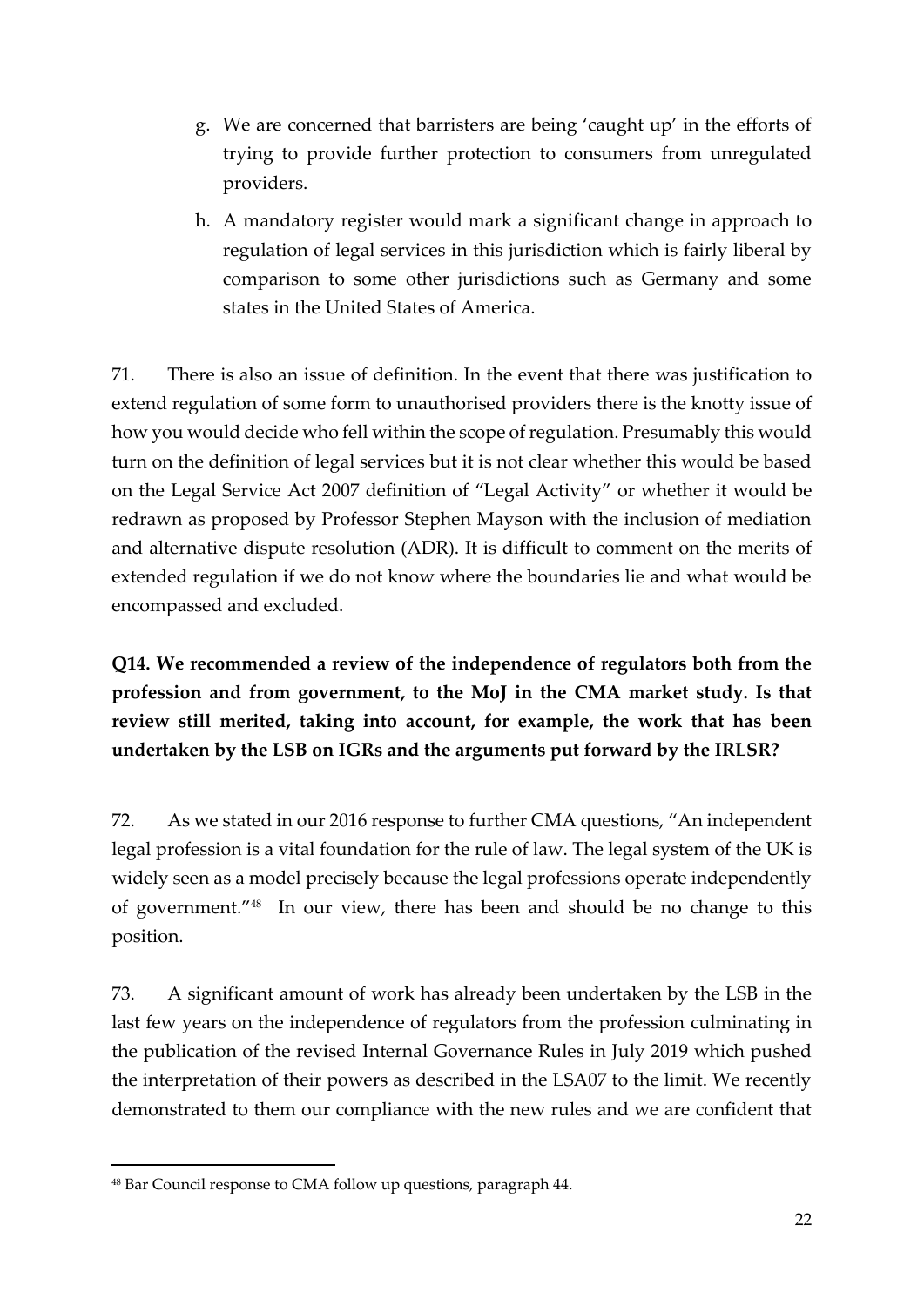g. We are concerned that barristers are being 'caught up' in the efforts of trying to provide further protection to consumers from unregulated providers.

h. A mandatory register would mark a significant change in approach to regulation of legal services in this jurisdiction which is fairly liberal by comparison to some other jurisdictions such as Germany and some states in the United States of America.

71. There is also an issue of definition. In the event that there was justification to extend regulation of some form to unauthorised providers there is the knotty issue of how you would decide who fell within the scope of regulation. Presumably this would turn on the definition of legal services but it is not clear whether this would be based on the Legal Service Act 2007 definition of "Legal Activity" or whether it would be redrawn as proposed by Professor Stephen Mayson with the inclusion of mediation and alternative dispute resolution (ADR). It is difficult to comment on the merits of extended regulation if we do not know where the boundaries lie and what would be encompassed and excluded.

**Q14. We recommended a review of the independence of regulators both from the profession and from government, to the MoJ in the CMA market study. Is that review still merited, taking into account, for example, the work that has been undertaken by the LSB on IGRs and the arguments put forward by the IRLSR?**

72. As we stated in our 2016 response to further CMA questions, "An independent legal profession is a vital foundation for the rule of law. The legal system of the UK is widely seen as a model precisely because the legal professions operate independently of government."[48] In our view, there has been and should be no change to this position.

73. A significant amount of work has already been undertaken by the LSB in the last few years on the independence of regulators from the profession culminating in the publication of the revised Internal Governance Rules in July 2019 which pushed the interpretation of their powers as described in the LSA07 to the limit. We recently demonstrated to them our compliance with the new rules and we are confident that

[48] Bar Council response to CMA follow up questions, paragraph 44.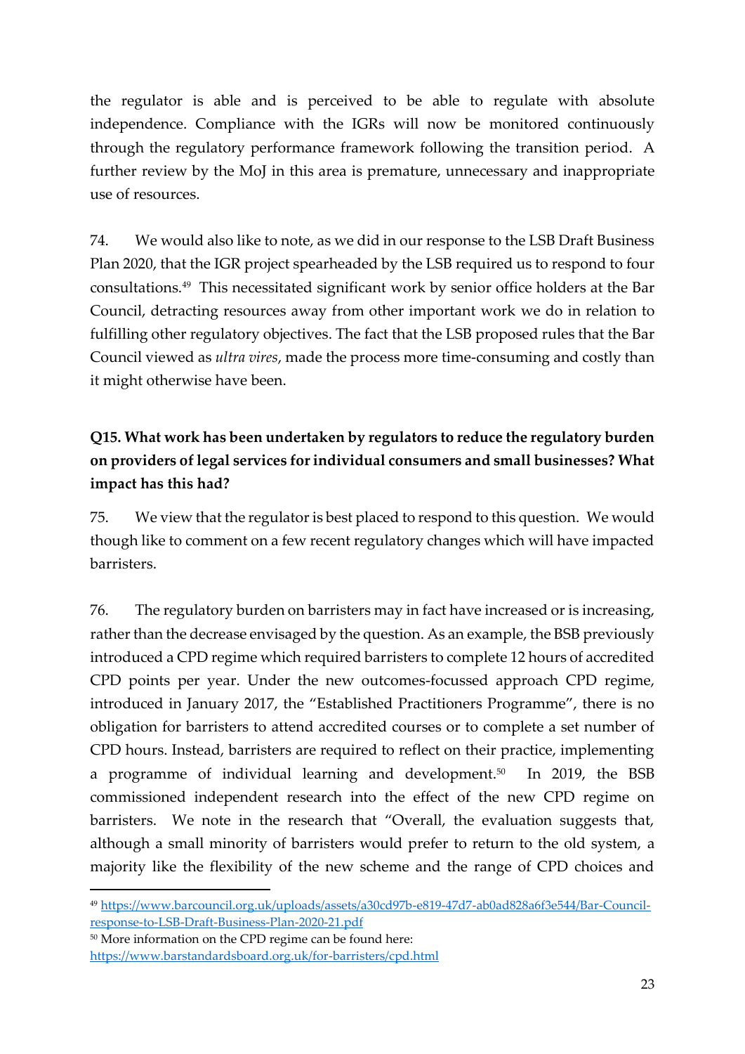the regulator is able and is perceived to be able to regulate with absolute independence. Compliance with the IGRs will now be monitored continuously through the regulatory performance framework following the transition period. A further review by the MoJ in this area is premature, unnecessary and inappropriate use of resources.

74. We would also like to note, as we did in our response to the LSB Draft Business Plan 2020, that the IGR project spearheaded by the LSB required us to respond to four consultations.[49] This necessitated significant work by senior office holders at the Bar Council, detracting resources away from other important work we do in relation to fulfilling other regulatory objectives. The fact that the LSB proposed rules that the Bar Council viewed as *ultra vires*, made the process more time-consuming and costly than it might otherwise have been.

**Q15. What work has been undertaken by regulators to reduce the regulatory burden on providers of legal services for individual consumers and small businesses? What impact has this had?**

75. We view that the regulator is best placed to respond to this question. We would though like to comment on a few recent regulatory changes which will have impacted barristers.

76. The regulatory burden on barristers may in fact have increased or is increasing, rather than the decrease envisaged by the question. As an example, the BSB previously introduced a CPD regime which required barristers to complete 12 hours of accredited CPD points per year. Under the new outcomes-focussed approach CPD regime, introduced in January 2017, the "Established Practitioners Programme", there is no obligation for barristers to attend accredited courses or to complete a set number of CPD hours. Instead, barristers are required to reflect on their practice, implementing a programme of individual learning and development.[50] In 2019, the BSB commissioned independent research into the effect of the new CPD regime on barristers. We note in the research that "Overall, the evaluation suggests that, although a small minority of barristers would prefer to return to the old system, a majority like the flexibility of the new scheme and the range of CPD choices and

---

[49] https://www.barcouncil.org.uk/uploads/assets/a30cd97b-e819-47d7-ab0ad828a6f3e544/Bar-Council-response-to-LSB-Draft-Business-Plan-2020-21.pdf

[50] More information on the CPD regime can be found here: https://www.barstandardsboard.org.uk/for-barristers/cpd.html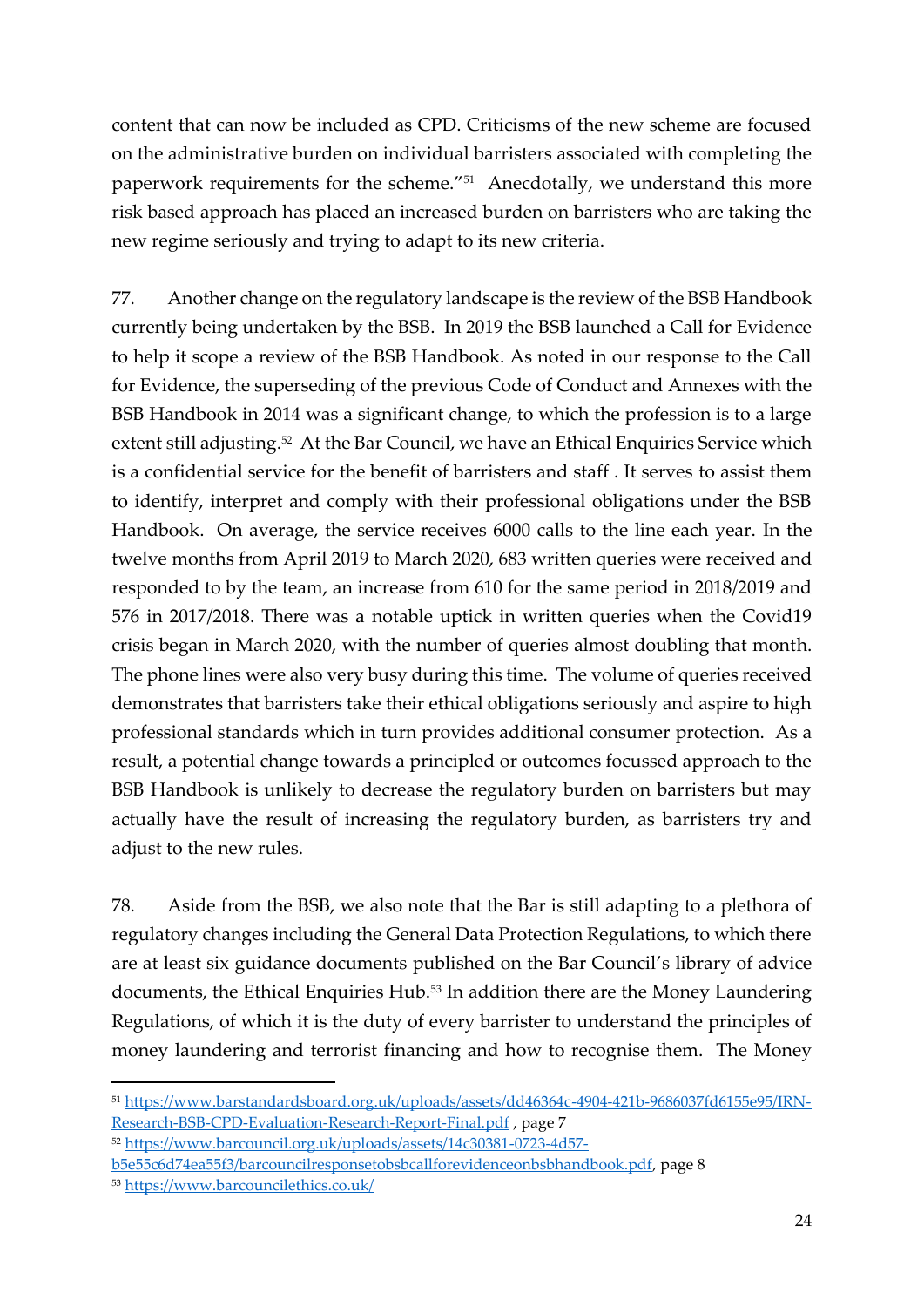content that can now be included as CPD. Criticisms of the new scheme are focused on the administrative burden on individual barristers associated with completing the paperwork requirements for the scheme."[51] Anecdotally, we understand this more risk based approach has placed an increased burden on barristers who are taking the new regime seriously and trying to adapt to its new criteria.

77. Another change on the regulatory landscape is the review of the BSB Handbook currently being undertaken by the BSB. In 2019 the BSB launched a Call for Evidence to help it scope a review of the BSB Handbook. As noted in our response to the Call for Evidence, the superseding of the previous Code of Conduct and Annexes with the BSB Handbook in 2014 was a significant change, to which the profession is to a large extent still adjusting.[52] At the Bar Council, we have an Ethical Enquiries Service which is a confidential service for the benefit of barristers and staff . It serves to assist them to identify, interpret and comply with their professional obligations under the BSB Handbook. On average, the service receives 6000 calls to the line each year. In the twelve months from April 2019 to March 2020, 683 written queries were received and responded to by the team, an increase from 610 for the same period in 2018/2019 and 576 in 2017/2018. There was a notable uptick in written queries when the Covid19 crisis began in March 2020, with the number of queries almost doubling that month. The phone lines were also very busy during this time. The volume of queries received demonstrates that barristers take their ethical obligations seriously and aspire to high professional standards which in turn provides additional consumer protection. As a result, a potential change towards a principled or outcomes focussed approach to the BSB Handbook is unlikely to decrease the regulatory burden on barristers but may actually have the result of increasing the regulatory burden, as barristers try and adjust to the new rules.

78. Aside from the BSB, we also note that the Bar is still adapting to a plethora of regulatory changes including the General Data Protection Regulations, to which there are at least six guidance documents published on the Bar Council's library of advice documents, the Ethical Enquiries Hub.[53] In addition there are the Money Laundering Regulations, of which it is the duty of every barrister to understand the principles of money laundering and terrorist financing and how to recognise them. The Money

---

[51] https://www.barstandardsboard.org.uk/uploads/assets/dd46364c-4904-421b-9686037fd6155e95/IRN-Research-BSB-CPD-Evaluation-Research-Report-Final.pdf , page 7

[52] https://www.barcouncil.org.uk/uploads/assets/14c30381-0723-4d57-b5e55c6d74ea55f3/barcouncilresponsetobsbcallforevidenceonbsbhandbook.pdf, page 8

[53] https://www.barcouncilethics.co.uk/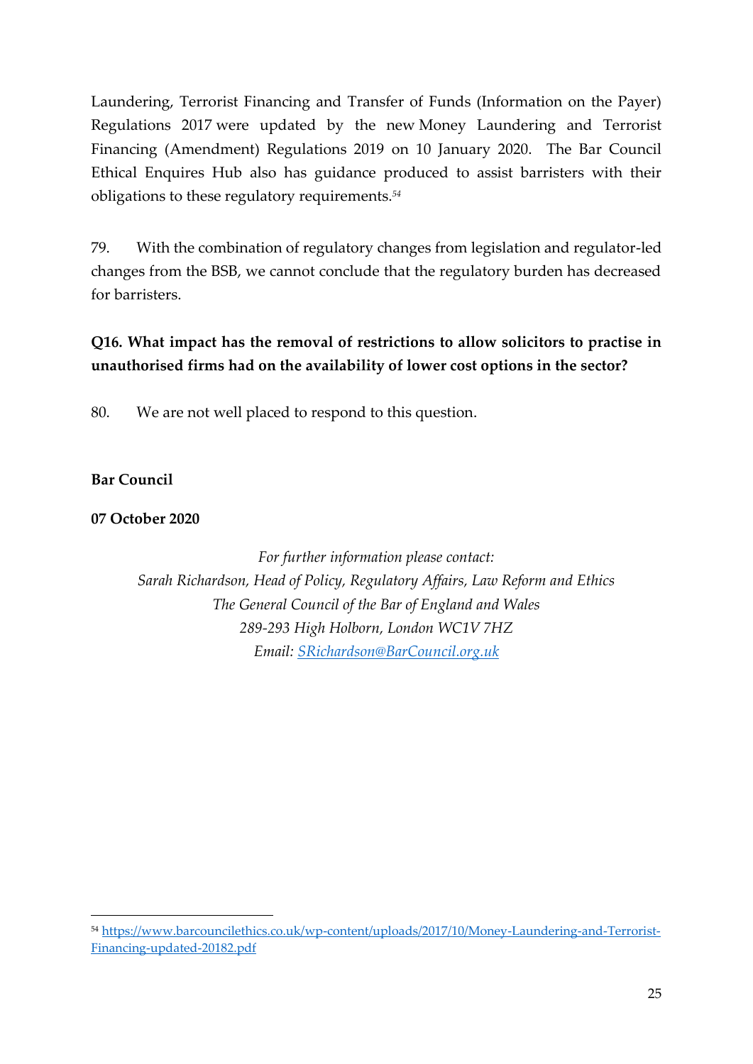Laundering, Terrorist Financing and Transfer of Funds (Information on the Payer) Regulations 2017 were updated by the new Money Laundering and Terrorist Financing (Amendment) Regulations 2019 on 10 January 2020. The Bar Council Ethical Enquires Hub also has guidance produced to assist barristers with their obligations to these regulatory requirements.[54]

79. With the combination of regulatory changes from legislation and regulator-led changes from the BSB, we cannot conclude that the regulatory burden has decreased for barristers.

**Q16. What impact has the removal of restrictions to allow solicitors to practise in unauthorised firms had on the availability of lower cost options in the sector?**

80. We are not well placed to respond to this question.

**Bar Council**

**07 October 2020**

*For further information please contact:*
*Sarah Richardson, Head of Policy, Regulatory Affairs, Law Reform and Ethics*
*The General Council of the Bar of England and Wales*
*289-293 High Holborn, London WC1V 7HZ*
*Email: SRichardson@BarCouncil.org.uk*

---

[54] https://www.barcouncilethics.co.uk/wp-content/uploads/2017/10/Money-Laundering-and-Terrorist-Financing-updated-20182.pdf